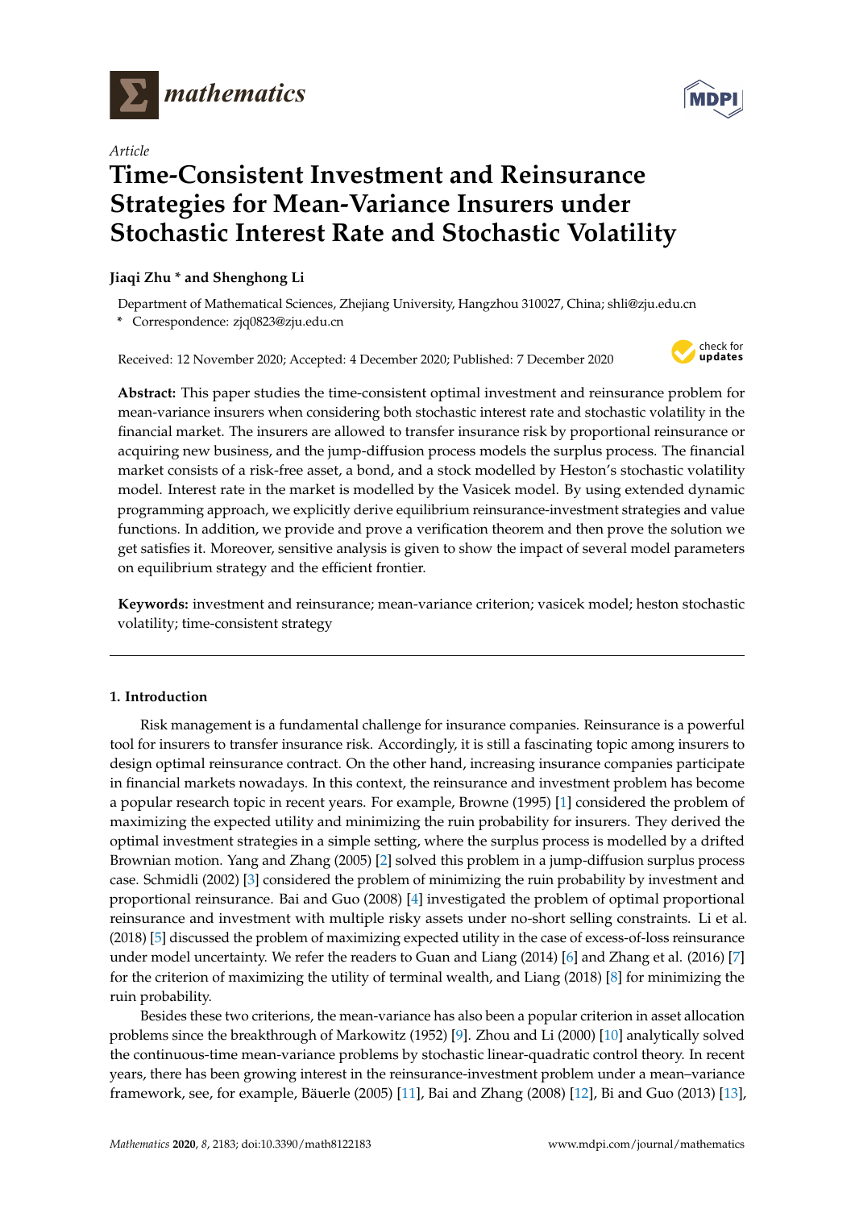*Article*

# Time-Consistent Investment and Reinsurance Strategies for Mean-Variance Insurers under Stochastic Interest Rate and Stochastic Volatility

**Jiaqi Zhu * and Shenghong Li**

Department of Mathematical Sciences, Zhejiang University, Hangzhou 310027, China; shli@zju.edu.cn

\* Correspondence: zjq0823@zju.edu.cn

Received: 12 November 2020; Accepted: 4 December 2020; Published: 7 December 2020

**Abstract:** This paper studies the time-consistent optimal investment and reinsurance problem for mean-variance insurers when considering both stochastic interest rate and stochastic volatility in the financial market. The insurers are allowed to transfer insurance risk by proportional reinsurance or acquiring new business, and the jump-diffusion process models the surplus process. The financial market consists of a risk-free asset, a bond, and a stock modelled by Heston's stochastic volatility model. Interest rate in the market is modelled by the Vasicek model. By using extended dynamic programming approach, we explicitly derive equilibrium reinsurance-investment strategies and value functions. In addition, we provide and prove a verification theorem and then prove the solution we get satisfies it. Moreover, sensitive analysis is given to show the impact of several model parameters on equilibrium strategy and the efficient frontier.

**Keywords:** investment and reinsurance; mean-variance criterion; vasicek model; heston stochastic volatility; time-consistent strategy

## 1. Introduction

Risk management is a fundamental challenge for insurance companies. Reinsurance is a powerful tool for insurers to transfer insurance risk. Accordingly, it is still a fascinating topic among insurers to design optimal reinsurance contract. On the other hand, increasing insurance companies participate in financial markets nowadays. In this context, the reinsurance and investment problem has become a popular research topic in recent years. For example, Browne (1995) [1] considered the problem of maximizing the expected utility and minimizing the ruin probability for insurers. They derived the optimal investment strategies in a simple setting, where the surplus process is modelled by a drifted Brownian motion. Yang and Zhang (2005) [2] solved this problem in a jump-diffusion surplus process case. Schmidli (2002) [3] considered the problem of minimizing the ruin probability by investment and proportional reinsurance. Bai and Guo (2008) [4] investigated the problem of optimal proportional reinsurance and investment with multiple risky assets under no-short selling constraints. Li et al. (2018) [5] discussed the problem of maximizing expected utility in the case of excess-of-loss reinsurance under model uncertainty. We refer the readers to Guan and Liang (2014) [6] and Zhang et al. (2016) [7] for the criterion of maximizing the utility of terminal wealth, and Liang (2018) [8] for minimizing the ruin probability.

Besides these two criterions, the mean-variance has also been a popular criterion in asset allocation problems since the breakthrough of Markowitz (1952) [9]. Zhou and Li (2000) [10] analytically solved the continuous-time mean-variance problems by stochastic linear-quadratic control theory. In recent years, there has been growing interest in the reinsurance-investment problem under a mean–variance framework, see, for example, Bäuerle (2005) [11], Bai and Zhang (2008) [12], Bi and Guo (2013) [13],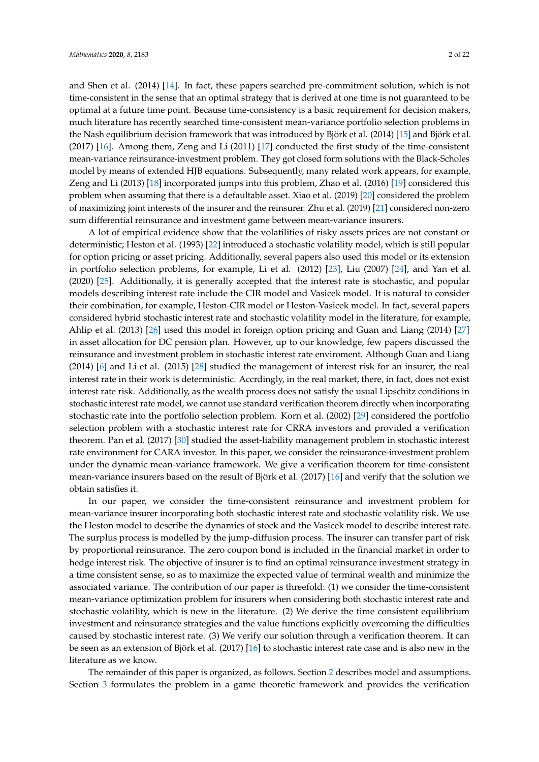and Shen et al. (2014) [14]. In fact, these papers searched pre-commitment solution, which is not time-consistent in the sense that an optimal strategy that is derived at one time is not guaranteed to be optimal at a future time point. Because time-consistency is a basic requirement for decision makers, much literature has recently searched time-consistent mean-variance portfolio selection problems in the Nash equilibrium decision framework that was introduced by Björk et al. (2014) [15] and Björk et al. (2017) [16]. Among them, Zeng and Li (2011) [17] conducted the first study of the time-consistent mean-variance reinsurance-investment problem. They got closed form solutions with the Black-Scholes model by means of extended HJB equations. Subsequently, many related work appears, for example, Zeng and Li (2013) [18] incorporated jumps into this problem, Zhao et al. (2016) [19] considered this problem when assuming that there is a defaultable asset. Xiao et al. (2019) [20] considered the problem of maximizing joint interests of the insurer and the reinsurer. Zhu et al. (2019) [21] considered non-zero sum differential reinsurance and investment game between mean-variance insurers.

A lot of empirical evidence show that the volatilities of risky assets prices are not constant or deterministic; Heston et al. (1993) [22] introduced a stochastic volatility model, which is still popular for option pricing or asset pricing. Additionally, several papers also used this model or its extension in portfolio selection problems, for example, Li et al. (2012) [23], Liu (2007) [24], and Yan et al. (2020) [25]. Additionally, it is generally accepted that the interest rate is stochastic, and popular models describing interest rate include the CIR model and Vasicek model. It is natural to consider their combination, for example, Heston-CIR model or Heston-Vasicek model. In fact, several papers considered hybrid stochastic interest rate and stochastic volatility model in the literature, for example, Ahlip et al. (2013) [26] used this model in foreign option pricing and Guan and Liang (2014) [27] in asset allocation for DC pension plan. However, up to our knowledge, few papers discussed the reinsurance and investment problem in stochastic interest rate enviroment. Although Guan and Liang (2014) [6] and Li et al. (2015) [28] studied the management of interest risk for an insurer, the real interest rate in their work is deterministic. Accrdingly, in the real market, there, in fact, does not exist interest rate risk. Additionally, as the wealth process does not satisfy the usual Lipschitz conditions in stochastic interest rate model, we cannot use standard verification theorem directly when incorporating stochastic rate into the portfolio selection problem. Korn et al. (2002) [29] considered the portfolio selection problem with a stochastic interest rate for CRRA investors and provided a verification theorem. Pan et al. (2017) [30] studied the asset-liability management problem in stochastic interest rate environment for CARA investor. In this paper, we consider the reinsurance-investment problem under the dynamic mean-variance framework. We give a verification theorem for time-consistent mean-variance insurers based on the result of Björk et al. (2017) [16] and verify that the solution we obtain satisfies it.

In our paper, we consider the time-consistent reinsurance and investment problem for mean-variance insurer incorporating both stochastic interest rate and stochastic volatility risk. We use the Heston model to describe the dynamics of stock and the Vasicek model to describe interest rate. The surplus process is modelled by the jump-diffusion process. The insurer can transfer part of risk by proportional reinsurance. The zero coupon bond is included in the financial market in order to hedge interest risk. The objective of insurer is to find an optimal reinsurance investment strategy in a time consistent sense, so as to maximize the expected value of terminal wealth and minimize the associated variance. The contribution of our paper is threefold: (1) we consider the time-consistent mean-variance optimization problem for insurers when considering both stochastic interest rate and stochastic volatility, which is new in the literature. (2) We derive the time consistent equilibrium investment and reinsurance strategies and the value functions explicitly overcoming the difficulties caused by stochastic interest rate. (3) We verify our solution through a verification theorem. It can be seen as an extension of Björk et al. (2017) [16] to stochastic interest rate case and is also new in the literature as we know.

The remainder of this paper is organized, as follows. Section 2 describes model and assumptions. Section 3 formulates the problem in a game theoretic framework and provides the verification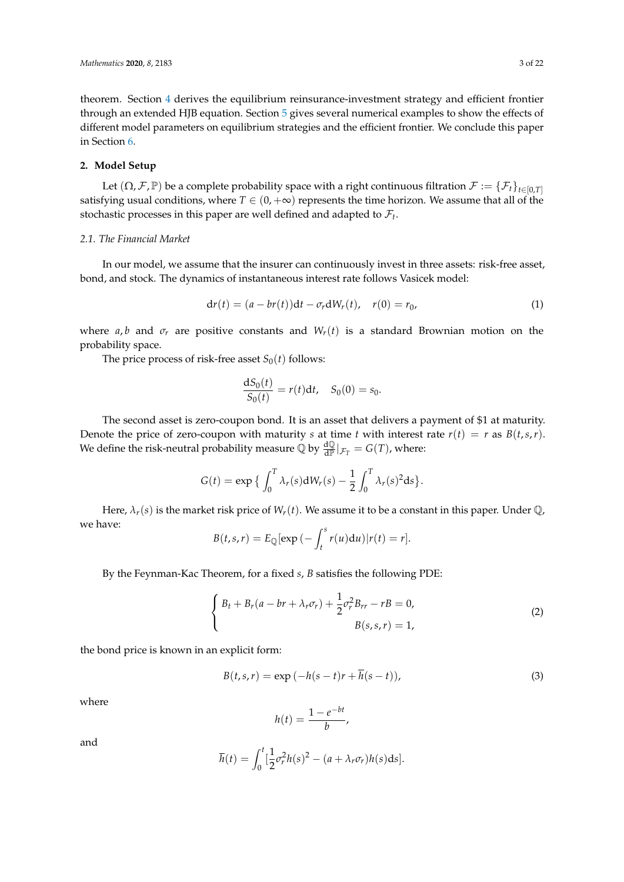theorem. Section 4 derives the equilibrium reinsurance-investment strategy and efficient frontier through an extended HJB equation. Section 5 gives several numerical examples to show the effects of different model parameters on equilibrium strategies and the efficient frontier. We conclude this paper in Section 6.

## 2. Model Setup

Let $(\Omega, \mathcal{F}, \mathbb{P})$ be a complete probability space with a right continuous filtration $\mathcal{F} := \{\mathcal{F}_t\}_{t\in[0,T]}$ satisfying usual conditions, where $T \in (0, +\infty)$ represents the time horizon. We assume that all of the stochastic processes in this paper are well defined and adapted to $\mathcal{F}_t$.

### 2.1. The Financial Market

In our model, we assume that the insurer can continuously invest in three assets: risk-free asset, bond, and stock. The dynamics of instantaneous interest rate follows Vasicek model:

$$\mathrm{d}r(t) = (a - br(t))\mathrm{d}t - \sigma_r \mathrm{d}W_r(t), \quad r(0) = r_0, \tag{1}$$

where $a, b$ and $\sigma_r$ are positive constants and $W_r(t)$ is a standard Brownian motion on the probability space.

The price process of risk-free asset $S_0(t)$ follows:

$$\frac{\mathrm{d}S_0(t)}{S_0(t)} = r(t)\mathrm{d}t, \quad S_0(0) = s_0.$$

The second asset is zero-coupon bond. It is an asset that delivers a payment of \$1 at maturity. Denote the price of zero-coupon with maturity $s$ at time $t$ with interest rate $r(t) = r$ as $B(t, s, r)$. We define the risk-neutral probability measure $\mathbb{Q}$ by $\frac{\mathrm{d}\mathbb{Q}}{\mathrm{d}\mathbb{P}}|_{\mathcal{F}_T} = G(T)$, where:

$$G(t) = \exp\big\{ \int_0^T \lambda_r(s)\mathrm{d}W_r(s) - \frac{1}{2}\int_0^T \lambda_r(s)^2 \mathrm{d}s \big\}.$$

Here, $\lambda_r(s)$ is the market risk price of $W_r(t)$. We assume it to be a constant in this paper. Under $\mathbb{Q}$, we have:

$$B(t, s, r) = E_{\mathbb{Q}}[\exp\big(-\int_t^s r(u)\mathrm{d}u\big)|r(t) = r].$$

By the Feynman-Kac Theorem, for a fixed $s$, $B$ satisfies the following PDE:

$$\begin{cases} B_t + B_r(a - br + \lambda_r\sigma_r) + \dfrac{1}{2}\sigma_r^2 B_{rr} - rB = 0, \\ B(s, s, r) = 1, \end{cases} \tag{2}$$

the bond price is known in an explicit form:

$$B(t, s, r) = \exp\big(-h(s - t)r + \overline{h}(s - t)\big), \tag{3}$$

where

$$h(t) = \frac{1 - e^{-bt}}{b},$$

and

$$\overline{h}(t) = \int_0^t [\frac{1}{2}\sigma_r^2 h(s)^2 - (a + \lambda_r\sigma_r)h(s)\mathrm{d}s].$$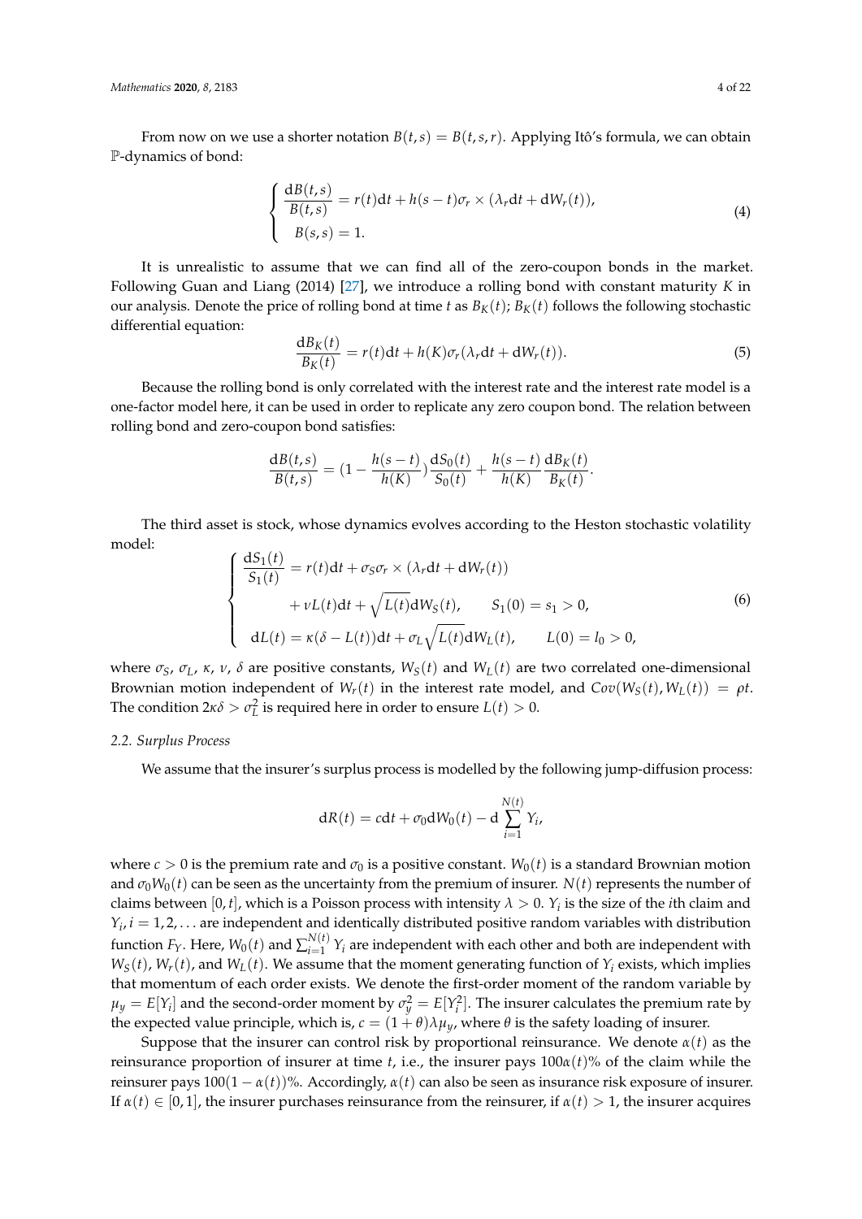From now on we use a shorter notation $B(t,s) = B(t,s,r)$. Applying Itô's formula, we can obtain $\mathbb{P}$-dynamics of bond:

$$
\begin{cases}
\dfrac{\mathrm{d}B(t,s)}{B(t,s)} = r(t)\mathrm{d}t + h(s-t)\sigma_r \times (\lambda_r \mathrm{d}t + \mathrm{d}W_r(t)), \\
B(s,s) = 1.
\end{cases}
\tag{4}
$$

It is unrealistic to assume that we can find all of the zero-coupon bonds in the market. Following Guan and Liang (2014) [27], we introduce a rolling bond with constant maturity $K$ in our analysis. Denote the price of rolling bond at time $t$ as $B_K(t)$; $B_K(t)$ follows the following stochastic differential equation:

$$
\frac{\mathrm{d}B_K(t)}{B_K(t)} = r(t)\mathrm{d}t + h(K)\sigma_r(\lambda_r \mathrm{d}t + \mathrm{d}W_r(t)). \tag{5}
$$

Because the rolling bond is only correlated with the interest rate and the interest rate model is a one-factor model here, it can be used in order to replicate any zero coupon bond. The relation between rolling bond and zero-coupon bond satisfies:

$$
\frac{\mathrm{d}B(t,s)}{B(t,s)} = \left(1 - \frac{h(s-t)}{h(K)}\right)\frac{\mathrm{d}S_0(t)}{S_0(t)} + \frac{h(s-t)}{h(K)}\frac{\mathrm{d}B_K(t)}{B_K(t)}.
$$

The third asset is stock, whose dynamics evolves according to the Heston stochastic volatility model:

$$
\begin{cases}
\dfrac{\mathrm{d}S_1(t)}{S_1(t)} = r(t)\mathrm{d}t + \sigma_S\sigma_r \times (\lambda_r \mathrm{d}t + \mathrm{d}W_r(t)) \\
\qquad\qquad + \nu L(t)\mathrm{d}t + \sqrt{L(t)}\mathrm{d}W_S(t), \qquad S_1(0) = s_1 > 0, \\
\mathrm{d}L(t) = \kappa(\delta - L(t))\mathrm{d}t + \sigma_L\sqrt{L(t)}\mathrm{d}W_L(t), \qquad L(0) = l_0 > 0,
\end{cases}
\tag{6}
$$

where $\sigma_S$, $\sigma_L$, $\kappa$, $\nu$, $\delta$ are positive constants, $W_S(t)$ and $W_L(t)$ are two correlated one-dimensional Brownian motion independent of $W_r(t)$ in the interest rate model, and $Cov(W_S(t), W_L(t)) = \rho t$. The condition $2\kappa\delta > \sigma_L^2$ is required here in order to ensure $L(t) > 0$.

### 2.2. Surplus Process

We assume that the insurer's surplus process is modelled by the following jump-diffusion process:

$$
\mathrm{d}R(t) = c\mathrm{d}t + \sigma_0\mathrm{d}W_0(t) - \mathrm{d}\sum_{i=1}^{N(t)} Y_i,
$$

where $c > 0$ is the premium rate and $\sigma_0$ is a positive constant. $W_0(t)$ is a standard Brownian motion and $\sigma_0 W_0(t)$ can be seen as the uncertainty from the premium of insurer. $N(t)$ represents the number of claims between $[0,t]$, which is a Poisson process with intensity $\lambda > 0$. $Y_i$ is the size of the $i$th claim and $Y_i, i = 1,2,\ldots$ are independent and identically distributed positive random variables with distribution function $F_Y$. Here, $W_0(t)$ and $\sum_{i=1}^{N(t)} Y_i$ are independent with each other and both are independent with $W_S(t)$, $W_r(t)$, and $W_L(t)$. We assume that the moment generating function of $Y_i$ exists, which implies that momentum of each order exists. We denote the first-order moment of the random variable by $\mu_y = E[Y_i]$ and the second-order moment by $\sigma_y^2 = E[Y_i^2]$. The insurer calculates the premium rate by the expected value principle, which is, $c = (1+\theta)\lambda\mu_y$, where $\theta$ is the safety loading of insurer.

Suppose that the insurer can control risk by proportional reinsurance. We denote $\alpha(t)$ as the reinsurance proportion of insurer at time $t$, i.e., the insurer pays $100\alpha(t)\%$ of the claim while the reinsurer pays $100(1-\alpha(t))\%$. Accordingly, $\alpha(t)$ can also be seen as insurance risk exposure of insurer. If $\alpha(t) \in [0,1]$, the insurer purchases reinsurance from the reinsurer, if $\alpha(t) > 1$, the insurer acquires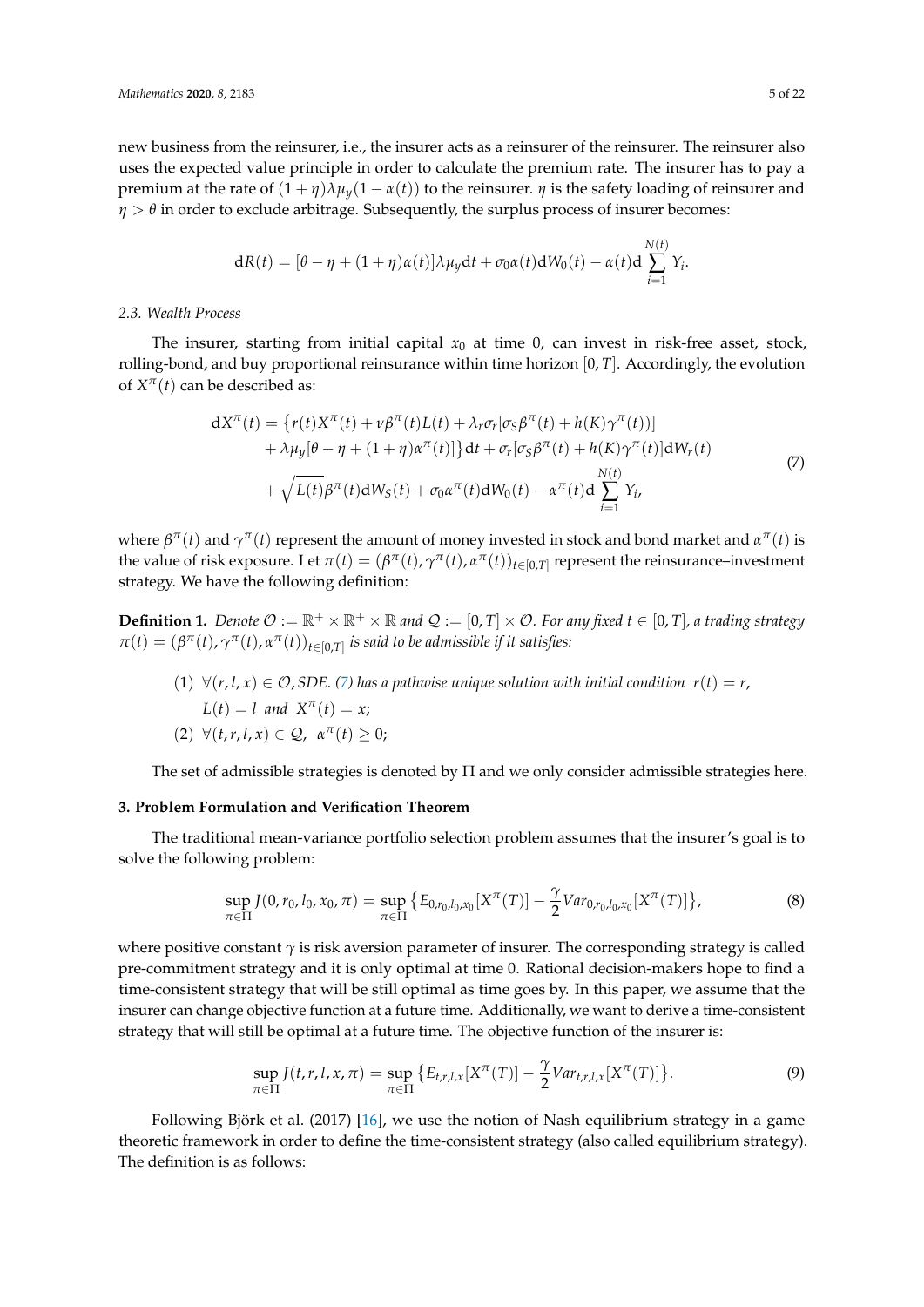new business from the reinsurer, i.e., the insurer acts as a reinsurer of the reinsurer. The reinsurer also uses the expected value principle in order to calculate the premium rate. The insurer has to pay a premium at the rate of $(1+\eta)\lambda\mu_y(1-\alpha(t))$ to the reinsurer. $\eta$ is the safety loading of reinsurer and $\eta > \theta$ in order to exclude arbitrage. Subsequently, the surplus process of insurer becomes:

$$\mathrm{d}R(t) = [\theta - \eta + (1+\eta)\alpha(t)]\lambda\mu_y \mathrm{d}t + \sigma_0\alpha(t)\mathrm{d}W_0(t) - \alpha(t)\mathrm{d}\sum_{i=1}^{N(t)} Y_i.$$

*2.3. Wealth Process*

The insurer, starting from initial capital $x_0$ at time 0, can invest in risk-free asset, stock, rolling-bond, and buy proportional reinsurance within time horizon $[0, T]$. Accordingly, the evolution of $X^\pi(t)$ can be described as:

$$\begin{aligned}
\mathrm{d}X^\pi(t) = &\left\{r(t)X^\pi(t) + \nu\beta^\pi(t)L(t) + \lambda_r\sigma_r[\sigma_S\beta^\pi(t) + h(K)\gamma^\pi(t))]\right. \\
&\left. + \lambda\mu_y[\theta - \eta + (1+\eta)\alpha^\pi(t)]\right\}\mathrm{d}t + \sigma_r[\sigma_S\beta^\pi(t) + h(K)\gamma^\pi(t)]\mathrm{d}W_r(t) \\
&+ \sqrt{L(t)}\beta^\pi(t)\mathrm{d}W_S(t) + \sigma_0\alpha^\pi(t)\mathrm{d}W_0(t) - \alpha^\pi(t)\mathrm{d}\sum_{i=1}^{N(t)} Y_i,
\end{aligned} \tag{7}$$

where $\beta^\pi(t)$ and $\gamma^\pi(t)$ represent the amount of money invested in stock and bond market and $\alpha^\pi(t)$ is the value of risk exposure. Let $\pi(t) = (\beta^\pi(t), \gamma^\pi(t), \alpha^\pi(t))_{t\in[0,T]}$ represent the reinsurance–investment strategy. We have the following definition:

**Definition 1.** *Denote $\mathcal{O} := \mathbb{R}^+ \times \mathbb{R}^+ \times \mathbb{R}$ and $\mathcal{Q} := [0, T] \times \mathcal{O}$. For any fixed $t \in [0, T]$, a trading strategy $\pi(t) = (\beta^\pi(t), \gamma^\pi(t), \alpha^\pi(t))_{t\in[0,T]}$ is said to be admissible if it satisfies:*

(1) $\forall(r, l, x) \in \mathcal{O}$*, SDE. (7) has a pathwise unique solution with initial condition* $r(t) = r$*,* $L(t) = l$ *and* $X^\pi(t) = x$*;*

(2) $\forall(t, r, l, x) \in \mathcal{Q}$*,* $\alpha^\pi(t) \geq 0$*;*

The set of admissible strategies is denoted by $\Pi$ and we only consider admissible strategies here.

## 3. Problem Formulation and Verification Theorem

The traditional mean-variance portfolio selection problem assumes that the insurer's goal is to solve the following problem:

$$\sup_{\pi\in\Pi} J(0, r_0, l_0, x_0, \pi) = \sup_{\pi\in\Pi} \left\{E_{0,r_0,l_0,x_0}[X^\pi(T)] - \frac{\gamma}{2}Var_{0,r_0,l_0,x_0}[X^\pi(T)]\right\}, \tag{8}$$

where positive constant $\gamma$ is risk aversion parameter of insurer. The corresponding strategy is called pre-commitment strategy and it is only optimal at time 0. Rational decision-makers hope to find a time-consistent strategy that will be still optimal as time goes by. In this paper, we assume that the insurer can change objective function at a future time. Additionally, we want to derive a time-consistent strategy that will still be optimal at a future time. The objective function of the insurer is:

$$\sup_{\pi\in\Pi} J(t, r, l, x, \pi) = \sup_{\pi\in\Pi} \left\{E_{t,r,l,x}[X^\pi(T)] - \frac{\gamma}{2}Var_{t,r,l,x}[X^\pi(T)]\right\}. \tag{9}$$

Following Björk et al. (2017) [16], we use the notion of Nash equilibrium strategy in a game theoretic framework in order to define the time-consistent strategy (also called equilibrium strategy). The definition is as follows: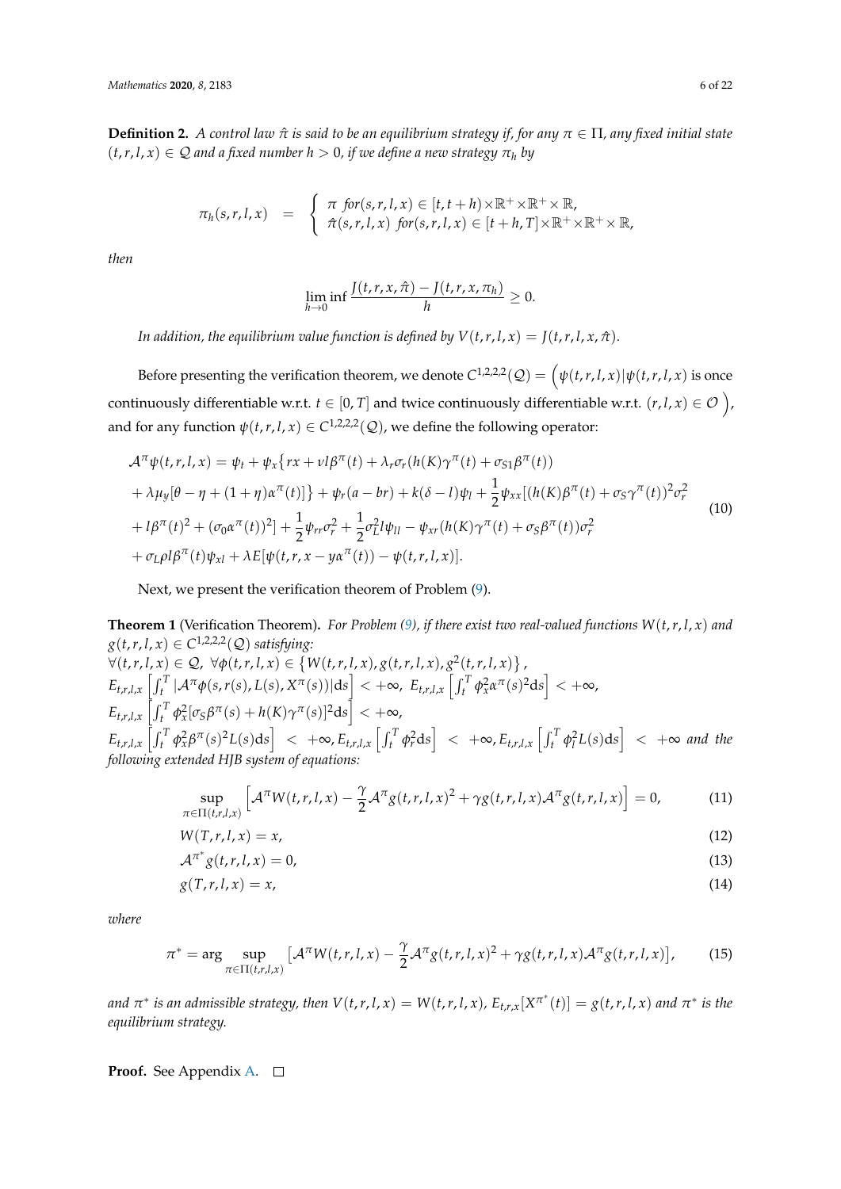**Definition 2.** *A control law $\hat{\pi}$ is said to be an equilibrium strategy if, for any $\pi \in \Pi$, any fixed initial state $(t, r, l, x) \in \mathcal{Q}$ and a fixed number $h > 0$, if we define a new strategy $\pi_h$ by*

$$\pi_h(s, r, l, x) \quad = \quad \begin{cases} \pi \ \text{for}(s, r, l, x) \in [t, t+h) \times \mathbb{R}^+ \times \mathbb{R}^+ \times \mathbb{R}, \\ \hat{\pi}(s, r, l, x) \ \text{for}(s, r, l, x) \in [t+h, T] \times \mathbb{R}^+ \times \mathbb{R}^+ \times \mathbb{R}, \end{cases}$$

*then*

$$\liminf_{h \to 0} \frac{J(t, r, x, \hat{\pi}) - J(t, r, x, \pi_h)}{h} \geq 0.$$

*In addition, the equilibrium value function is defined by $V(t, r, l, x) = J(t, r, l, x, \hat{\pi})$.*

Before presenting the verification theorem, we denote $C^{1,2,2,2}(\mathcal{Q}) = \Big(\psi(t, r, l, x) | \psi(t, r, l, x)$ is once continuously differentiable w.r.t. $t \in [0, T]$ and twice continuously differentiable w.r.t. $(r, l, x) \in \mathcal{O} \Big)$, and for any function $\psi(t, r, l, x) \in C^{1,2,2,2}(\mathcal{Q})$, we define the following operator:

$$\begin{aligned} \mathcal{A}^{\pi}\psi(t, r, l, x) &= \psi_t + \psi_x\{rx + \nu l \beta^{\pi}(t) + \lambda_r \sigma_r (h(K)\gamma^{\pi}(t) + \sigma_{S1}\beta^{\pi}(t)) \\ &+ \lambda \mu_y[\theta - \eta + (1+\eta)\alpha^{\pi}(t)]\} + \psi_r(a - br) + k(\delta - l)\psi_l + \frac{1}{2}\psi_{xx}[(h(K)\beta^{\pi}(t) + \sigma_S \gamma^{\pi}(t))^2 \sigma_r^2 \\ &+ l\beta^{\pi}(t)^2 + (\sigma_0 \alpha^{\pi}(t))^2] + \frac{1}{2}\psi_{rr}\sigma_r^2 + \frac{1}{2}\sigma_L^2 l \psi_{ll} - \psi_{xr}(h(K)\gamma^{\pi}(t) + \sigma_S \beta^{\pi}(t))\sigma_r^2 \\ &+ \sigma_L \rho l \beta^{\pi}(t)\psi_{xl} + \lambda E[\psi(t, r, x - y\alpha^{\pi}(t)) - \psi(t, r, l, x)]. \end{aligned} \tag{10}$$

Next, we present the verification theorem of Problem (9).

**Theorem 1** (Verification Theorem)**.** *For Problem (9), if there exist two real-valued functions $W(t, r, l, x)$ and $g(t, r, l, x) \in C^{1,2,2,2}(\mathcal{Q})$ satisfying:*
$\forall (t, r, l, x) \in \mathcal{Q}, \ \forall \phi(t, r, l, x) \in \{W(t, r, l, x), g(t, r, l, x), g^2(t, r, l, x)\}$,
$E_{t,r,l,x}\left[\int_t^T |\mathcal{A}^{\pi}\phi(s, r(s), L(s), X^{\pi}(s))| ds\right] < +\infty, \ E_{t,r,l,x}\left[\int_t^T \phi_x^2 \alpha^{\pi}(s)^2 ds\right] < +\infty,$
$E_{t,r,l,x}\left[\int_t^T \phi_x^2[\sigma_S \beta^{\pi}(s) + h(K)\gamma^{\pi}(s)]^2 ds\right] < +\infty,$
$E_{t,r,l,x}\left[\int_t^T \phi_x^2 \beta^{\pi}(s)^2 L(s) ds\right] < +\infty, E_{t,r,l,x}\left[\int_t^T \phi_r^2 ds\right] < +\infty, E_{t,r,l,x}\left[\int_t^T \phi_l^2 L(s) ds\right] < +\infty$ *and the following extended HJB system of equations:*

$$\sup_{\pi \in \Pi(t,r,l,x)} \Big[\mathcal{A}^{\pi}W(t, r, l, x) - \frac{\gamma}{2}\mathcal{A}^{\pi}g(t, r, l, x)^2 + \gamma g(t, r, l, x)\mathcal{A}^{\pi}g(t, r, l, x)\Big] = 0, \tag{11}$$

$$W(T, r, l, x) = x, \tag{12}$$

$$\mathcal{A}^{\pi^*}g(t, r, l, x) = 0, \tag{13}$$

$$g(T, r, l, x) = x, \tag{14}$$

*where*

$$\pi^* = \arg \sup_{\pi \in \Pi(t,r,l,x)} \big[\mathcal{A}^{\pi}W(t, r, l, x) - \frac{\gamma}{2}\mathcal{A}^{\pi}g(t, r, l, x)^2 + \gamma g(t, r, l, x)\mathcal{A}^{\pi}g(t, r, l, x)\big], \tag{15}$$

*and $\pi^*$ is an admissible strategy, then $V(t, r, l, x) = W(t, r, l, x)$, $E_{t,r,x}[X^{\pi^*}(t)] = g(t, r, l, x)$ and $\pi^*$ is the equilibrium strategy.*

**Proof.** See Appendix A. □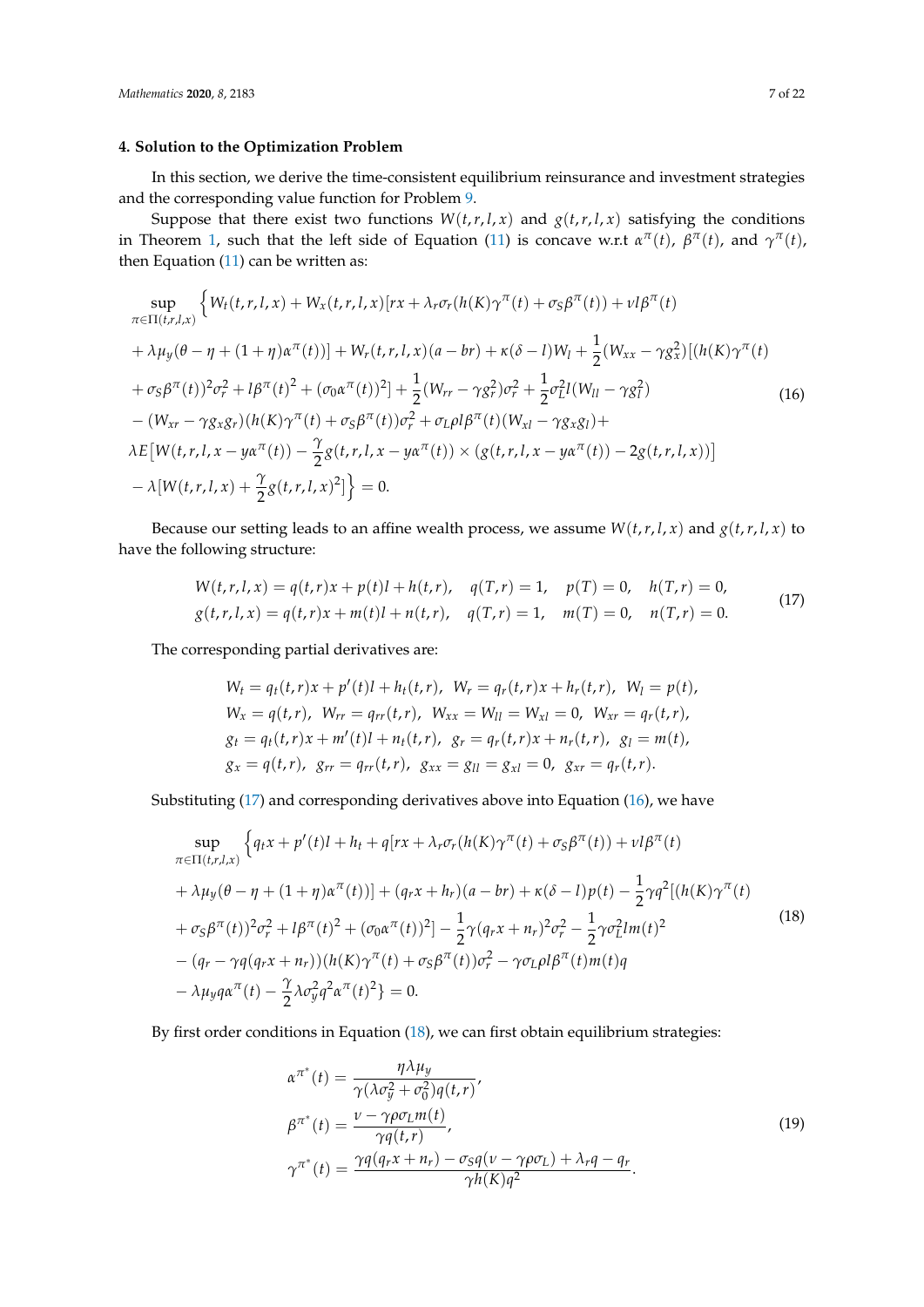## 4. Solution to the Optimization Problem

In this section, we derive the time-consistent equilibrium reinsurance and investment strategies and the corresponding value function for Problem 9.

Suppose that there exist two functions $W(t,r,l,x)$ and $g(t,r,l,x)$ satisfying the conditions in Theorem 1, such that the left side of Equation (11) is concave w.r.t $\alpha^{\pi}(t)$, $\beta^{\pi}(t)$, and $\gamma^{\pi}(t)$, then Equation (11) can be written as:

$$
\begin{aligned}
&\sup_{\pi\in\Pi(t,r,l,x)} \Big\{ W_t(t,r,l,x) + W_x(t,r,l,x)[rx + \lambda_r\sigma_r(h(K)\gamma^{\pi}(t) + \sigma_S\beta^{\pi}(t)) + \nu l\beta^{\pi}(t) \\
&+ \lambda\mu_y(\theta - \eta + (1+\eta)\alpha^{\pi}(t))] + W_r(t,r,l,x)(a - br) + \kappa(\delta - l)W_l + \frac{1}{2}(W_{xx} - \gamma g_x^2)[(h(K)\gamma^{\pi}(t) \\
&+ \sigma_S\beta^{\pi}(t))^2\sigma_r^2 + l\beta^{\pi}(t)^2 + (\sigma_0\alpha^{\pi}(t))^2] + \frac{1}{2}(W_{rr} - \gamma g_r^2)\sigma_r^2 + \frac{1}{2}\sigma_L^2 l(W_{ll} - \gamma g_l^2) \\
&- (W_{xr} - \gamma g_x g_r)(h(K)\gamma^{\pi}(t) + \sigma_S\beta^{\pi}(t))\sigma_r^2 + \sigma_L\rho l\beta^{\pi}(t)(W_{xl} - \gamma g_x g_l) + \\
&\lambda E\big[W(t,r,l,x - y\alpha^{\pi}(t)) - \frac{\gamma}{2}g(t,r,l,x - y\alpha^{\pi}(t)) \times (g(t,r,l,x - y\alpha^{\pi}(t)) - 2g(t,r,l,x))\big] \\
&- \lambda[W(t,r,l,x) + \frac{\gamma}{2}g(t,r,l,x)^2]\Big\} = 0.
\end{aligned}
\tag{16}
$$

Because our setting leads to an affine wealth process, we assume $W(t,r,l,x)$ and $g(t,r,l,x)$ to have the following structure:

$$
\begin{aligned}
W(t,r,l,x) &= q(t,r)x + p(t)l + h(t,r), \quad q(T,r) = 1, \quad p(T) = 0, \quad h(T,r) = 0, \\
g(t,r,l,x) &= q(t,r)x + m(t)l + n(t,r), \quad q(T,r) = 1, \quad m(T) = 0, \quad n(T,r) = 0.
\end{aligned}
\tag{17}
$$

The corresponding partial derivatives are:

$$
\begin{aligned}
&W_t = q_t(t,r)x + p'(t)l + h_t(t,r),\ \ W_r = q_r(t,r)x + h_r(t,r),\ \ W_l = p(t), \\
&W_x = q(t,r),\ \ W_{rr} = q_{rr}(t,r),\ \ W_{xx} = W_{ll} = W_{xl} = 0,\ \ W_{xr} = q_r(t,r), \\
&g_t = q_t(t,r)x + m'(t)l + n_t(t,r),\ \ g_r = q_r(t,r)x + n_r(t,r),\ \ g_l = m(t), \\
&g_x = q(t,r),\ \ g_{rr} = q_{rr}(t,r),\ \ g_{xx} = g_{ll} = g_{xl} = 0,\ \ g_{xr} = q_r(t,r).
\end{aligned}
$$

Substituting (17) and corresponding derivatives above into Equation (16), we have

$$
\begin{aligned}
&\sup_{\pi\in\Pi(t,r,l,x)} \Big\{ q_t x + p'(t)l + h_t + q[rx + \lambda_r\sigma_r(h(K)\gamma^{\pi}(t) + \sigma_S\beta^{\pi}(t)) + \nu l\beta^{\pi}(t) \\
&+ \lambda\mu_y(\theta - \eta + (1+\eta)\alpha^{\pi}(t))] + (q_r x + h_r)(a - br) + \kappa(\delta - l)p(t) - \frac{1}{2}\gamma q^2[(h(K)\gamma^{\pi}(t) \\
&+ \sigma_S\beta^{\pi}(t))^2\sigma_r^2 + l\beta^{\pi}(t)^2 + (\sigma_0\alpha^{\pi}(t))^2] - \frac{1}{2}\gamma(q_r x + n_r)^2\sigma_r^2 - \frac{1}{2}\gamma\sigma_L^2 l m(t)^2 \\
&- (q_r - \gamma q(q_r x + n_r))(h(K)\gamma^{\pi}(t) + \sigma_S\beta^{\pi}(t))\sigma_r^2 - \gamma\sigma_L\rho l\beta^{\pi}(t)m(t)q \\
&- \lambda\mu_y q\alpha^{\pi}(t) - \frac{\gamma}{2}\lambda\sigma_y^2 q^2\alpha^{\pi}(t)^2\Big\} = 0.
\end{aligned}
\tag{18}
$$

By first order conditions in Equation (18), we can first obtain equilibrium strategies:

$$
\begin{aligned}
\alpha^{\pi^*}(t) &= \frac{\eta\lambda\mu_y}{\gamma(\lambda\sigma_y^2 + \sigma_0^2)q(t,r)}, \\
\beta^{\pi^*}(t) &= \frac{\nu - \gamma\rho\sigma_L m(t)}{\gamma q(t,r)}, \\
\gamma^{\pi^*}(t) &= \frac{\gamma q(q_r x + n_r) - \sigma_S q(\nu - \gamma\rho\sigma_L) + \lambda_r q - q_r}{\gamma h(K)q^2}.
\end{aligned}
\tag{19}
$$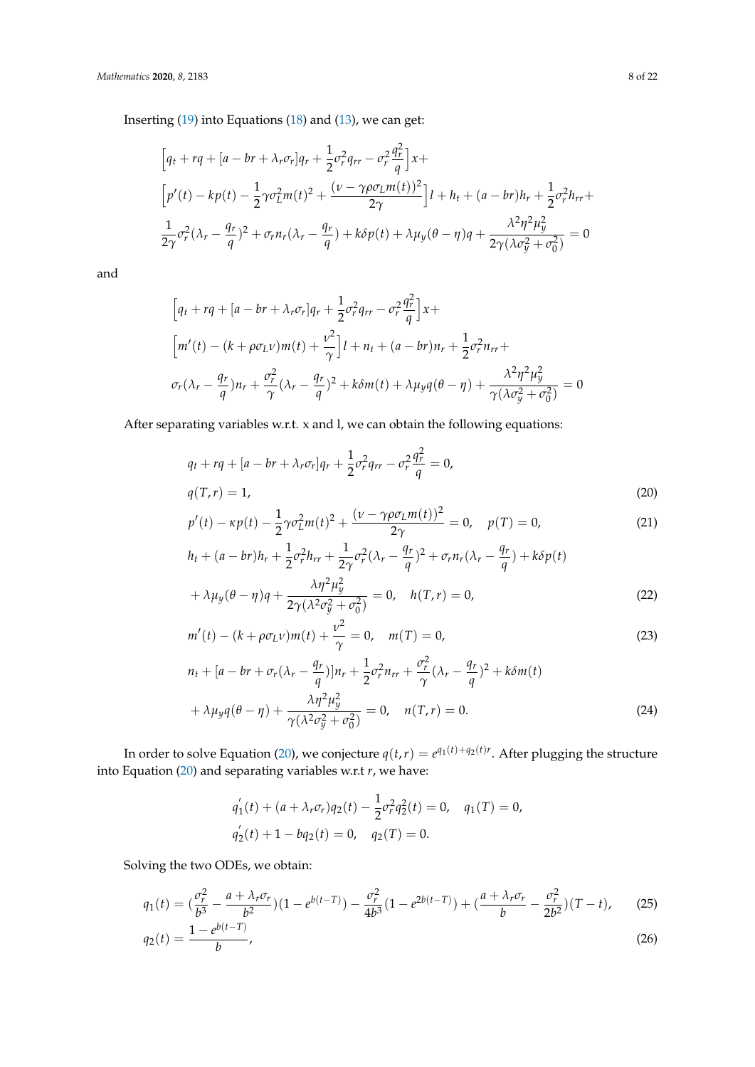Inserting (19) into Equations (18) and (13), we can get:

$$
\begin{aligned}
&\Big[q_t + rq + [a - br + \lambda_r \sigma_r]q_r + \frac{1}{2}\sigma_r^2 q_{rr} - \sigma_r^2 \frac{q_r^2}{q}\Big]x + \\
&\Big[p'(t) - kp(t) - \frac{1}{2}\gamma\sigma_L^2 m(t)^2 + \frac{(\nu - \gamma\rho\sigma_L m(t))^2}{2\gamma}\Big]l + h_t + (a - br)h_r + \frac{1}{2}\sigma_r^2 h_{rr} + \\
&\frac{1}{2\gamma}\sigma_r^2(\lambda_r - \frac{q_r}{q})^2 + \sigma_r n_r(\lambda_r - \frac{q_r}{q}) + k\delta p(t) + \lambda\mu_y(\theta - \eta)q + \frac{\lambda^2\eta^2\mu_y^2}{2\gamma(\lambda\sigma_y^2 + \sigma_0^2)} = 0
\end{aligned}
$$

and

$$
\begin{aligned}
&\Big[q_t + rq + [a - br + \lambda_r \sigma_r]q_r + \frac{1}{2}\sigma_r^2 q_{rr} - \sigma_r^2 \frac{q_r^2}{q}\Big]x + \\
&\Big[m'(t) - (k + \rho\sigma_L\nu)m(t) + \frac{\nu^2}{\gamma}\Big]l + n_t + (a - br)n_r + \frac{1}{2}\sigma_r^2 n_{rr} + \\
&\sigma_r(\lambda_r - \frac{q_r}{q})n_r + \frac{\sigma_r^2}{\gamma}(\lambda_r - \frac{q_r}{q})^2 + k\delta m(t) + \lambda\mu_y q(\theta - \eta) + \frac{\lambda^2\eta^2\mu_y^2}{\gamma(\lambda\sigma_y^2 + \sigma_0^2)} = 0
\end{aligned}
$$

After separating variables w.r.t. x and l, we can obtain the following equations:

$$
\begin{aligned}
&q_t + rq + [a - br + \lambda_r\sigma_r]q_r + \frac{1}{2}\sigma_r^2 q_{rr} - \sigma_r^2\frac{q_r^2}{q} = 0, \\
&q(T, r) = 1, \qquad (20)
\end{aligned}
$$

$$
p'(t) - \kappa p(t) - \frac{1}{2}\gamma\sigma_L^2 m(t)^2 + \frac{(\nu - \gamma\rho\sigma_L m(t))^2}{2\gamma} = 0, \quad p(T) = 0, \qquad (21)
$$

$$
\begin{aligned}
&h_t + (a - br)h_r + \frac{1}{2}\sigma_r^2 h_{rr} + \frac{1}{2\gamma}\sigma_r^2(\lambda_r - \frac{q_r}{q})^2 + \sigma_r n_r(\lambda_r - \frac{q_r}{q}) + k\delta p(t) \\
&+ \lambda\mu_y(\theta - \eta)q + \frac{\lambda\eta^2\mu_y^2}{2\gamma(\lambda^2\sigma_y^2 + \sigma_0^2)} = 0, \quad h(T, r) = 0, \qquad (22)
\end{aligned}
$$

$$
m'(t) - (k + \rho\sigma_L\nu)m(t) + \frac{\nu^2}{\gamma} = 0, \quad m(T) = 0, \qquad (23)
$$

$$
\begin{aligned}
&n_t + [a - br + \sigma_r(\lambda_r - \frac{q_r}{q})]n_r + \frac{1}{2}\sigma_r^2 n_{rr} + \frac{\sigma_r^2}{\gamma}(\lambda_r - \frac{q_r}{q})^2 + k\delta m(t) \\
&+ \lambda\mu_y q(\theta - \eta) + \frac{\lambda\eta^2\mu_y^2}{\gamma(\lambda^2\sigma_y^2 + \sigma_0^2)} = 0, \quad n(T, r) = 0. \qquad (24)
\end{aligned}
$$

In order to solve Equation (20), we conjecture $q(t, r) = e^{q_1(t) + q_2(t)r}$. After plugging the structure into Equation (20) and separating variables w.r.t $r$, we have:

$$
\begin{aligned}
&q_1'(t) + (a + \lambda_r\sigma_r)q_2(t) - \frac{1}{2}\sigma_r^2 q_2^2(t) = 0, \quad q_1(T) = 0, \\
&q_2'(t) + 1 - bq_2(t) = 0, \quad q_2(T) = 0.
\end{aligned}
$$

Solving the two ODEs, we obtain:

$$
q_1(t) = (\frac{\sigma_r^2}{b^3} - \frac{a + \lambda_r\sigma_r}{b^2})(1 - e^{b(t-T)}) - \frac{\sigma_r^2}{4b^3}(1 - e^{2b(t-T)}) + (\frac{a + \lambda_r\sigma_r}{b} - \frac{\sigma_r^2}{2b^2})(T - t), \qquad (25)
$$

$$
q_2(t) = \frac{1 - e^{b(t-T)}}{b}, \qquad (26)
$$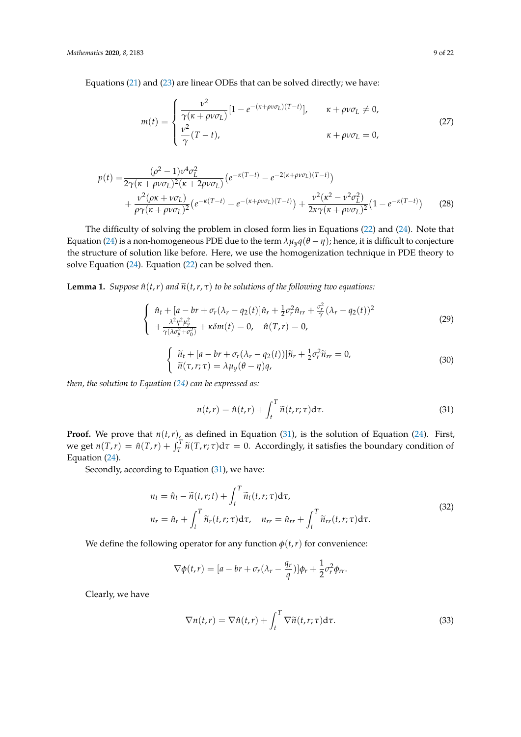Equations (21) and (23) are linear ODEs that can be solved directly; we have:

$$
m(t) = \begin{cases} \dfrac{\nu^2}{\gamma(\kappa + \rho\nu\sigma_L)}[1 - e^{-(\kappa+\rho\nu\sigma_L)(T-t)}], & \kappa + \rho\nu\sigma_L \neq 0, \\ \dfrac{\nu^2}{\gamma}(T-t), & \kappa + \rho\nu\sigma_L = 0, \end{cases} \tag{27}
$$

$$
\begin{aligned}
p(t) =& \frac{(\rho^2 - 1)\nu^4\sigma_L^2}{2\gamma(\kappa + \rho\nu\sigma_L)^2(\kappa + 2\rho\nu\sigma_L)}\left(e^{-\kappa(T-t)} - e^{-2(\kappa+\rho\nu\sigma_L)(T-t)}\right) \\
&+ \frac{\nu^2(\rho\kappa + \nu\sigma_L)}{\rho\gamma(\kappa + \rho\nu\sigma_L)^2}\left(e^{-\kappa(T-t)} - e^{-(\kappa+\rho\nu\sigma_L)(T-t)}\right) + \frac{\nu^2(\kappa^2 - \nu^2\sigma_L^2)}{2\kappa\gamma(\kappa + \rho\nu\sigma_L)^2}\left(1 - e^{-\kappa(T-t)}\right)
\end{aligned} \tag{28}
$$

The difficulty of solving the problem in closed form lies in Equations (22) and (24). Note that Equation (24) is a non-homogeneous PDE due to the term $\lambda\mu_y q(\theta - \eta)$; hence, it is difficult to conjecture the structure of solution like before. Here, we use the homogenization technique in PDE theory to solve Equation (24). Equation (22) can be solved then.

**Lemma 1.** *Suppose $\hat{n}(t,r)$ and $\widetilde{n}(t,r,\tau)$ to be solutions of the following two equations:*

$$
\begin{cases} \hat{n}_t + [a - br + \sigma_r(\lambda_r - q_2(t))]\hat{n}_r + \frac{1}{2}\sigma_r^2\hat{n}_{rr} + \frac{\sigma_r^2}{\gamma}(\lambda_r - q_2(t))^2 \\ + \frac{\lambda^2\eta^2\mu_y^2}{\gamma(\lambda\sigma_y^2 + \sigma_0^2)} + \kappa\delta m(t) = 0, \quad \hat{n}(T,r) = 0, \end{cases} \tag{29}
$$

$$
\begin{cases} \widetilde{n}_t + [a - br + \sigma_r(\lambda_r - q_2(t))]\widetilde{n}_r + \frac{1}{2}\sigma_r^2\widetilde{n}_{rr} = 0, \\ \widetilde{n}(\tau, r; \tau) = \lambda\mu_y(\theta - \eta)q, \end{cases} \tag{30}
$$

*then, the solution to Equation (24) can be expressed as:*

$$
n(t,r) = \hat{n}(t,r) + \int_t^T \widetilde{n}(t,r;\tau)\mathrm{d}\tau. \tag{31}
$$

**Proof.** We prove that $n(t,r)$, as defined in Equation (31), is the solution of Equation (24). First, we get $n(T,r) = \hat{n}(T,r) + \int_T^T \widetilde{n}(T,r;\tau)\mathrm{d}\tau = 0$. Accordingly, it satisfies the boundary condition of Equation (24).

Secondly, according to Equation (31), we have:

$$
\begin{aligned}
&n_t = \hat{n}_t - \widetilde{n}(t,r;t) + \int_t^T \widetilde{n}_t(t,r;\tau)\mathrm{d}\tau, \\
&n_r = \hat{n}_r + \int_t^T \widetilde{n}_r(t,r;\tau)\mathrm{d}\tau, \quad n_{rr} = \hat{n}_{rr} + \int_t^T \widetilde{n}_{rr}(t,r;\tau)\mathrm{d}\tau.
\end{aligned} \tag{32}
$$

We define the following operator for any function $\phi(t,r)$ for convenience:

$$
\nabla\phi(t,r) = [a - br + \sigma_r(\lambda_r - \frac{q_r}{q})]\phi_r + \frac{1}{2}\sigma_r^2\phi_{rr}.
$$

Clearly, we have

$$
\nabla n(t,r) = \nabla\hat{n}(t,r) + \int_t^T \nabla\widetilde{n}(t,r;\tau)\mathrm{d}\tau. \tag{33}
$$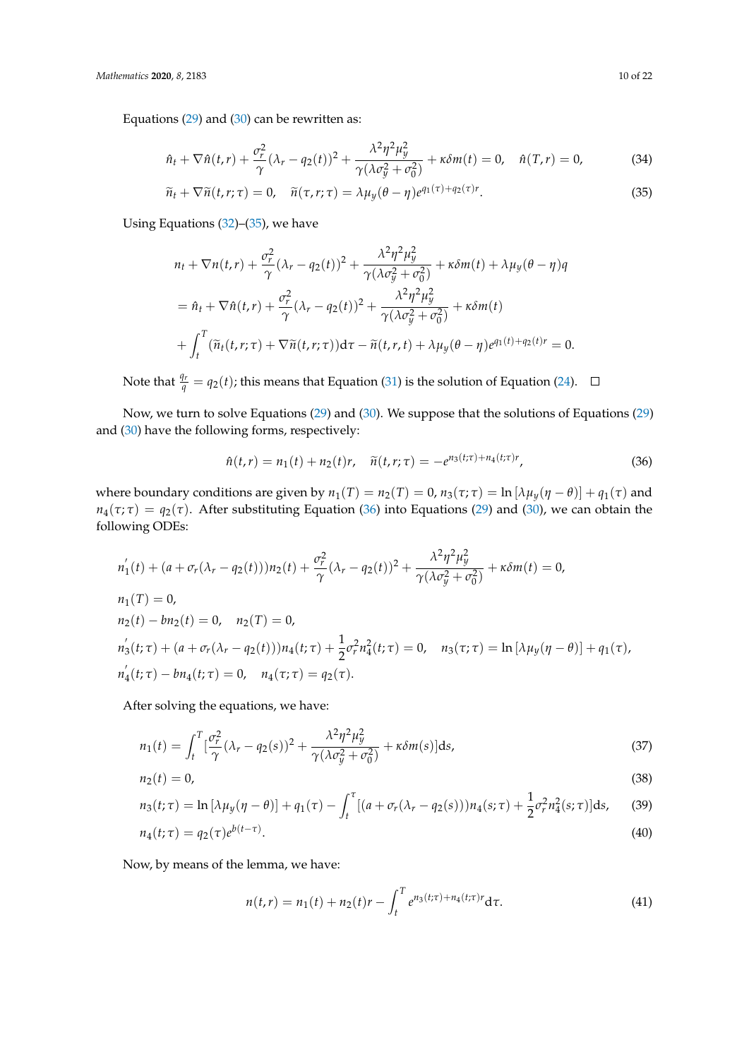Equations (29) and (30) can be rewritten as:

$$\hat{n}_t + \nabla \hat{n}(t,r) + \frac{\sigma_r^2}{\gamma}(\lambda_r - q_2(t))^2 + \frac{\lambda^2\eta^2\mu_y^2}{\gamma(\lambda\sigma_y^2 + \sigma_0^2)} + \kappa\delta m(t) = 0, \quad \hat{n}(T,r) = 0, \tag{34}$$

$$\widetilde{n}_t + \nabla \widetilde{n}(t,r;\tau) = 0, \quad \widetilde{n}(\tau,r;\tau) = \lambda\mu_y(\theta - \eta)e^{q_1(\tau)+q_2(\tau)r}. \tag{35}$$

Using Equations (32)–(35), we have

$$\begin{aligned}
& n_t + \nabla n(t,r) + \frac{\sigma_r^2}{\gamma}(\lambda_r - q_2(t))^2 + \frac{\lambda^2\eta^2\mu_y^2}{\gamma(\lambda\sigma_y^2 + \sigma_0^2)} + \kappa\delta m(t) + \lambda\mu_y(\theta-\eta)q \\
&= \hat{n}_t + \nabla \hat{n}(t,r) + \frac{\sigma_r^2}{\gamma}(\lambda_r - q_2(t))^2 + \frac{\lambda^2\eta^2\mu_y^2}{\gamma(\lambda\sigma_y^2 + \sigma_0^2)} + \kappa\delta m(t) \\
&+ \int_t^T (\widetilde{n}_t(t,r;\tau) + \nabla\widetilde{n}(t,r;\tau))\mathrm{d}\tau - \widetilde{n}(t,r,t) + \lambda\mu_y(\theta-\eta)e^{q_1(t)+q_2(t)r} = 0.
\end{aligned}$$

Note that $\frac{q_r}{q} = q_2(t)$; this means that Equation (31) is the solution of Equation (24). □

Now, we turn to solve Equations (29) and (30). We suppose that the solutions of Equations (29) and (30) have the following forms, respectively:

$$\hat{n}(t,r) = n_1(t) + n_2(t)r, \quad \widetilde{n}(t,r;\tau) = -e^{n_3(t;\tau)+n_4(t;\tau)r}, \tag{36}$$

where boundary conditions are given by $n_1(T) = n_2(T) = 0$, $n_3(\tau;\tau) = \ln[\lambda\mu_y(\eta-\theta)] + q_1(\tau)$ and $n_4(\tau;\tau) = q_2(\tau)$. After substituting Equation (36) into Equations (29) and (30), we can obtain the following ODEs:

$$\begin{aligned}
& n_1'(t) + (a + \sigma_r(\lambda_r - q_2(t)))n_2(t) + \frac{\sigma_r^2}{\gamma}(\lambda_r - q_2(t))^2 + \frac{\lambda^2\eta^2\mu_y^2}{\gamma(\lambda\sigma_y^2 + \sigma_0^2)} + \kappa\delta m(t) = 0, \\
& n_1(T) = 0, \\
& n_2(t) - bn_2(t) = 0, \quad n_2(T) = 0, \\
& n_3'(t;\tau) + (a + \sigma_r(\lambda_r - q_2(t)))n_4(t;\tau) + \frac{1}{2}\sigma_r^2 n_4^2(t;\tau) = 0, \quad n_3(\tau;\tau) = \ln[\lambda\mu_y(\eta-\theta)] + q_1(\tau), \\
& n_4'(t;\tau) - bn_4(t;\tau) = 0, \quad n_4(\tau;\tau) = q_2(\tau).
\end{aligned}$$

After solving the equations, we have:

$$n_1(t) = \int_t^T [\frac{\sigma_r^2}{\gamma}(\lambda_r - q_2(s))^2 + \frac{\lambda^2\eta^2\mu_y^2}{\gamma(\lambda\sigma_y^2 + \sigma_0^2)} + \kappa\delta m(s)]\mathrm{d}s, \tag{37}$$

$$n_2(t) = 0, \tag{38}$$

$$n_3(t;\tau) = \ln[\lambda\mu_y(\eta-\theta)] + q_1(\tau) - \int_t^\tau [(a + \sigma_r(\lambda_r - q_2(s)))n_4(s;\tau) + \frac{1}{2}\sigma_r^2 n_4^2(s;\tau)]\mathrm{d}s, \tag{39}$$

$$n_4(t;\tau) = q_2(\tau)e^{b(t-\tau)}. \tag{40}$$

Now, by means of the lemma, we have:

$$n(t,r) = n_1(t) + n_2(t)r - \int_t^T e^{n_3(t;\tau)+n_4(t;\tau)r}\mathrm{d}\tau. \tag{41}$$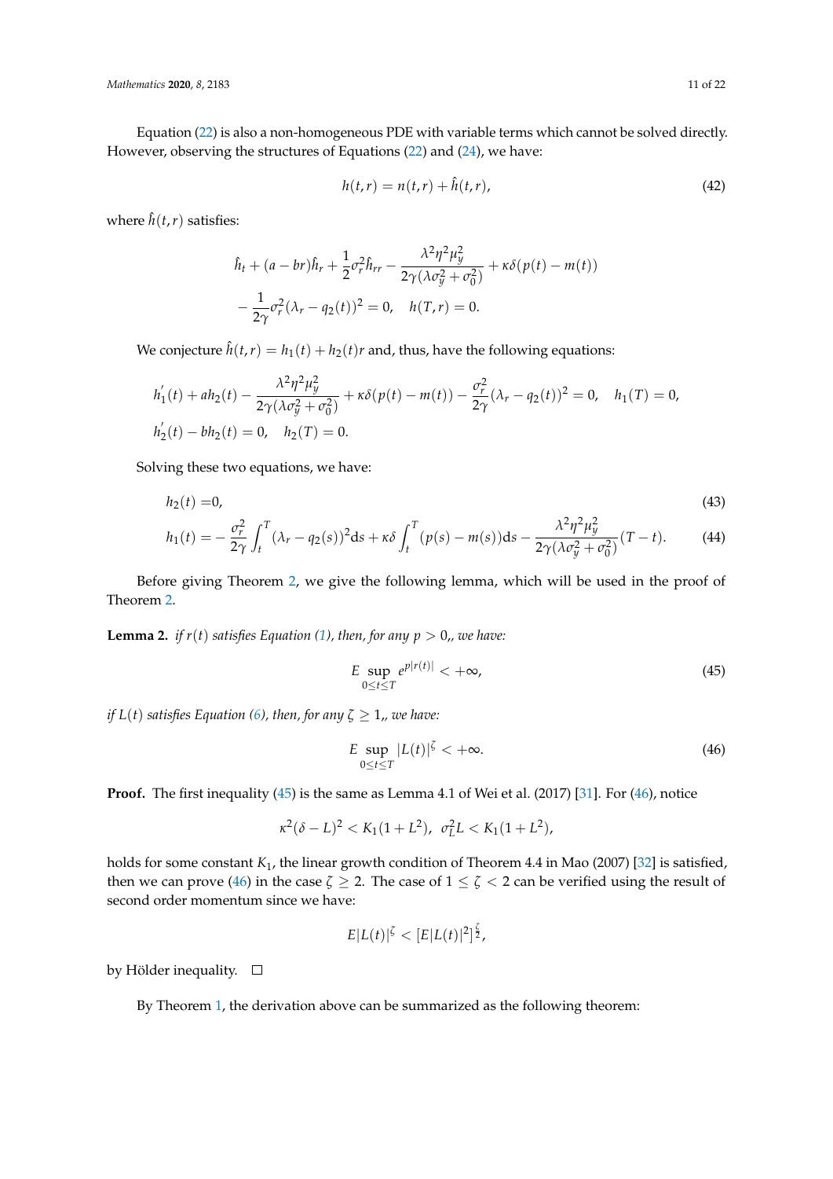Equation (22) is also a non-homogeneous PDE with variable terms which cannot be solved directly. However, observing the structures of Equations (22) and (24), we have:

$$h(t,r) = n(t,r) + \hat{h}(t,r), \tag{42}$$

where $\hat{h}(t,r)$ satisfies:

$$\hat{h}_t + (a - br)\hat{h}_r + \frac{1}{2}\sigma_r^2 \hat{h}_{rr} - \frac{\lambda^2\eta^2\mu_y^2}{2\gamma(\lambda\sigma_y^2 + \sigma_0^2)} + \kappa\delta(p(t) - m(t))$$
$$- \frac{1}{2\gamma}\sigma_r^2(\lambda_r - q_2(t))^2 = 0, \quad h(T,r) = 0.$$

We conjecture $\hat{h}(t,r) = h_1(t) + h_2(t)r$ and, thus, have the following equations:

$$h_1'(t) + ah_2(t) - \frac{\lambda^2\eta^2\mu_y^2}{2\gamma(\lambda\sigma_y^2 + \sigma_0^2)} + \kappa\delta(p(t) - m(t)) - \frac{\sigma_r^2}{2\gamma}(\lambda_r - q_2(t))^2 = 0, \quad h_1(T) = 0,$$
$$h_2'(t) - bh_2(t) = 0, \quad h_2(T) = 0.$$

Solving these two equations, we have:

$$h_2(t) = 0, \tag{43}$$

$$h_1(t) = -\frac{\sigma_r^2}{2\gamma}\int_t^T (\lambda_r - q_2(s))^2 \mathrm{d}s + \kappa\delta\int_t^T (p(s) - m(s))\mathrm{d}s - \frac{\lambda^2\eta^2\mu_y^2}{2\gamma(\lambda\sigma_y^2 + \sigma_0^2)}(T - t). \tag{44}$$

Before giving Theorem 2, we give the following lemma, which will be used in the proof of Theorem 2.

**Lemma 2.** *if $r(t)$ satisfies Equation (1), then, for any $p > 0$,, we have:*

$$E \sup_{0 \le t \le T} e^{p|r(t)|} < +\infty, \tag{45}$$

*if $L(t)$ satisfies Equation (6), then, for any $\zeta \ge 1$,, we have:*

$$E \sup_{0 \le t \le T} |L(t)|^{\zeta} < +\infty. \tag{46}$$

**Proof.** The first inequality (45) is the same as Lemma 4.1 of Wei et al. (2017) [31]. For (46), notice

$$\kappa^2(\delta - L)^2 < K_1(1 + L^2), \;\; \sigma_L^2 L < K_1(1 + L^2),$$

holds for some constant $K_1$, the linear growth condition of Theorem 4.4 in Mao (2007) [32] is satisfied, then we can prove (46) in the case $\zeta \ge 2$. The case of $1 \le \zeta < 2$ can be verified using the result of second order momentum since we have:

$$E|L(t)|^{\zeta} < [E|L(t)|^2]^{\frac{\zeta}{2}},$$

by Hölder inequality. □

By Theorem 1, the derivation above can be summarized as the following theorem: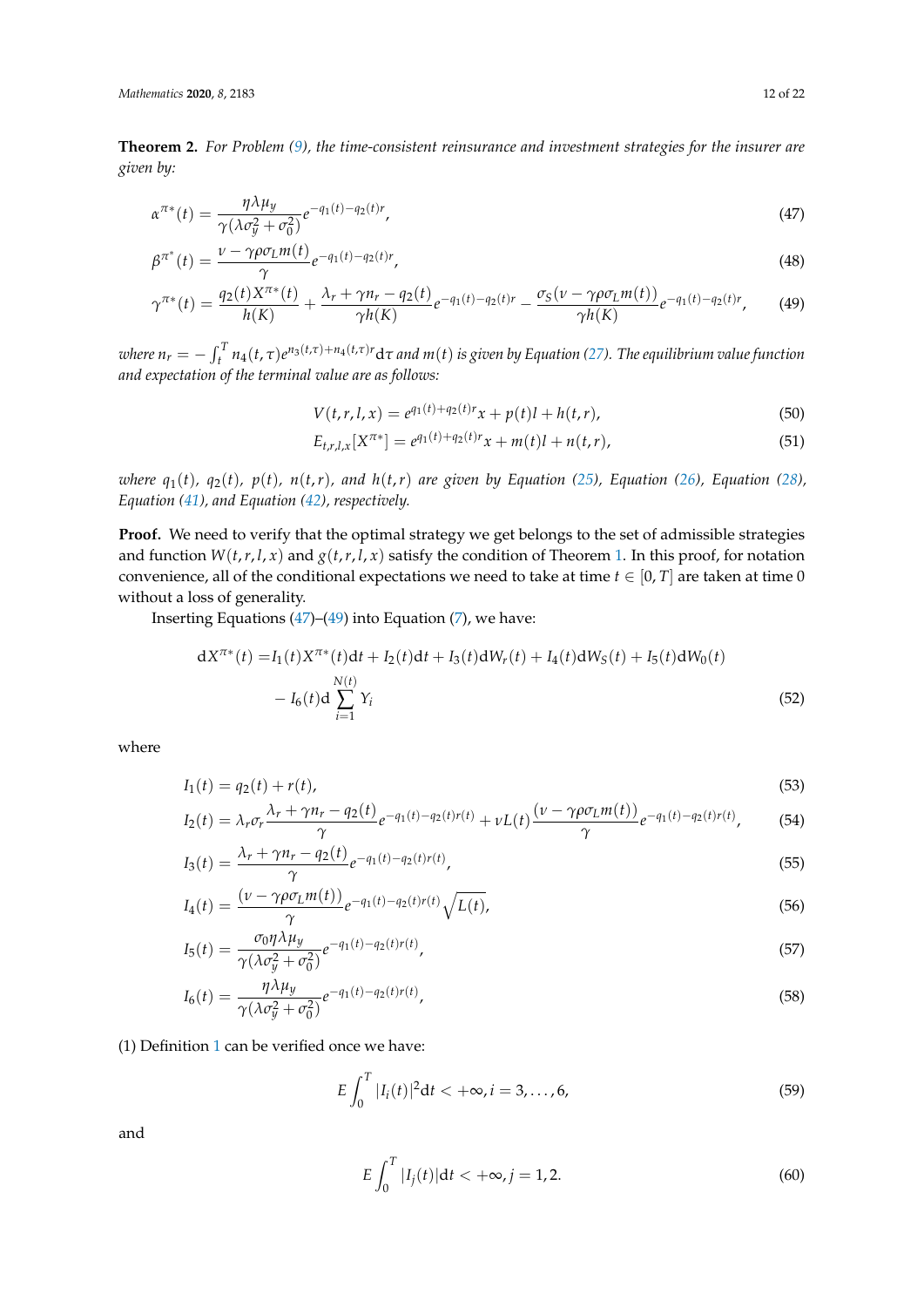**Theorem 2.** *For Problem (9), the time-consistent reinsurance and investment strategies for the insurer are given by:*

$$\alpha^{\pi*}(t) = \frac{\eta\lambda\mu_y}{\gamma(\lambda\sigma_y^2 + \sigma_0^2)} e^{-q_1(t) - q_2(t)r}, \tag{47}$$

$$\beta^{\pi^*}(t) = \frac{\nu - \gamma\rho\sigma_L m(t)}{\gamma} e^{-q_1(t) - q_2(t)r}, \tag{48}$$

$$\gamma^{\pi*}(t) = \frac{q_2(t)X^{\pi*}(t)}{h(K)} + \frac{\lambda_r + \gamma n_r - q_2(t)}{\gamma h(K)} e^{-q_1(t) - q_2(t)r} - \frac{\sigma_S(\nu - \gamma\rho\sigma_L m(t))}{\gamma h(K)} e^{-q_1(t) - q_2(t)r}, \tag{49}$$

*where* $n_r = -\int_t^T n_4(t,\tau) e^{n_3(t,\tau) + n_4(t,\tau)r} \mathrm{d}\tau$ *and* $m(t)$ *is given by Equation (27). The equilibrium value function and expectation of the terminal value are as follows:*

$$V(t,r,l,x) = e^{q_1(t) + q_2(t)r} x + p(t)l + h(t,r), \tag{50}$$

$$E_{t,r,l,x}[X^{\pi*}] = e^{q_1(t) + q_2(t)r} x + m(t)l + n(t,r), \tag{51}$$

*where* $q_1(t)$*,* $q_2(t)$*,* $p(t)$*,* $n(t,r)$*, and* $h(t,r)$ *are given by Equation (25), Equation (26), Equation (28), Equation (41), and Equation (42), respectively.*

**Proof.** We need to verify that the optimal strategy we get belongs to the set of admissible strategies and function $W(t,r,l,x)$ and $g(t,r,l,x)$ satisfy the condition of Theorem 1. In this proof, for notation convenience, all of the conditional expectations we need to take at time $t \in [0,T]$ are taken at time 0 without a loss of generality.

Inserting Equations (47)–(49) into Equation (7), we have:

$$\begin{aligned} \mathrm{d}X^{\pi*}(t) =& I_1(t)X^{\pi*}(t)\mathrm{d}t + I_2(t)\mathrm{d}t + I_3(t)\mathrm{d}W_r(t) + I_4(t)\mathrm{d}W_S(t) + I_5(t)\mathrm{d}W_0(t) \\ & - I_6(t)\mathrm{d}\sum_{i=1}^{N(t)} Y_i \end{aligned} \tag{52}$$

where

$$I_1(t) = q_2(t) + r(t), \tag{53}$$

$$I_2(t) = \lambda_r\sigma_r \frac{\lambda_r + \gamma n_r - q_2(t)}{\gamma} e^{-q_1(t) - q_2(t)r(t)} + \nu L(t) \frac{(\nu - \gamma\rho\sigma_L m(t))}{\gamma} e^{-q_1(t) - q_2(t)r(t)}, \tag{54}$$

$$I_3(t) = \frac{\lambda_r + \gamma n_r - q_2(t)}{\gamma} e^{-q_1(t) - q_2(t)r(t)}, \tag{55}$$

$$I_4(t) = \frac{(\nu - \gamma\rho\sigma_L m(t))}{\gamma} e^{-q_1(t) - q_2(t)r(t)} \sqrt{L(t)}, \tag{56}$$

$$I_5(t) = \frac{\sigma_0\eta\lambda\mu_y}{\gamma(\lambda\sigma_y^2 + \sigma_0^2)} e^{-q_1(t) - q_2(t)r(t)}, \tag{57}$$

$$I_6(t) = \frac{\eta\lambda\mu_y}{\gamma(\lambda\sigma_y^2 + \sigma_0^2)} e^{-q_1(t) - q_2(t)r(t)}, \tag{58}$$

(1) Definition 1 can be verified once we have:

$$E\int_0^T |I_i(t)|^2 \mathrm{d}t < +\infty, i = 3, \ldots, 6, \tag{59}$$

and

$$E\int_0^T |I_j(t)| \mathrm{d}t < +\infty, j = 1, 2. \tag{60}$$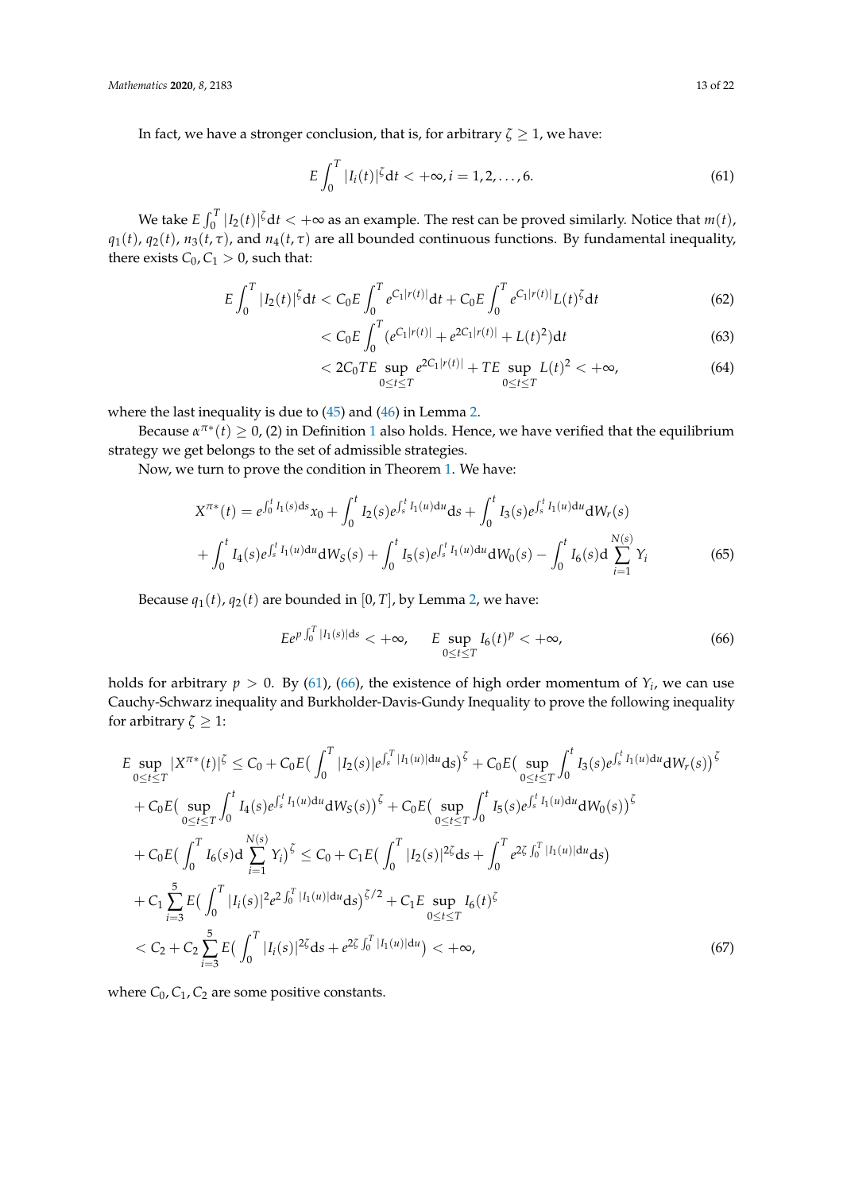In fact, we have a stronger conclusion, that is, for arbitrary $\zeta \geq 1$, we have:

$$E\int_0^T |I_i(t)|^{\zeta}\mathrm{d}t < +\infty, i = 1, 2, \ldots, 6. \tag{61}$$

We take $E\int_0^T |I_2(t)|^{\zeta}\mathrm{d}t < +\infty$ as an example. The rest can be proved similarly. Notice that $m(t)$, $q_1(t)$, $q_2(t)$, $n_3(t,\tau)$, and $n_4(t,\tau)$ are all bounded continuous functions. By fundamental inequality, there exists $C_0, C_1 > 0$, such that:

$$E\int_0^T |I_2(t)|^{\zeta}\mathrm{d}t < C_0 E\int_0^T e^{C_1|r(t)|}\mathrm{d}t + C_0 E\int_0^T e^{C_1|r(t)|}L(t)^{\zeta}\mathrm{d}t \tag{62}$$

$$< C_0 E\int_0^T (e^{C_1|r(t)|} + e^{2C_1|r(t)|} + L(t)^2)\mathrm{d}t \tag{63}$$

$$< 2C_0 TE\sup_{0\leq t\leq T} e^{2C_1|r(t)|} + TE\sup_{0\leq t\leq T} L(t)^2 < +\infty, \tag{64}$$

where the last inequality is due to (45) and (46) in Lemma 2.

Because $\alpha^{\pi*}(t) \geq 0$, (2) in Definition 1 also holds. Hence, we have verified that the equilibrium strategy we get belongs to the set of admissible strategies.

Now, we turn to prove the condition in Theorem 1. We have:

$$\begin{aligned}
X^{\pi*}(t) = {} & e^{\int_0^t I_1(s)\mathrm{d}s}x_0 + \int_0^t I_2(s)e^{\int_s^t I_1(u)\mathrm{d}u}\mathrm{d}s + \int_0^t I_3(s)e^{\int_s^t I_1(u)\mathrm{d}u}\mathrm{d}W_r(s) \\
& + \int_0^t I_4(s)e^{\int_s^t I_1(u)\mathrm{d}u}\mathrm{d}W_S(s) + \int_0^t I_5(s)e^{\int_s^t I_1(u)\mathrm{d}u}\mathrm{d}W_0(s) - \int_0^t I_6(s)\mathrm{d}\sum_{i=1}^{N(s)} Y_i
\end{aligned} \tag{65}$$

Because $q_1(t), q_2(t)$ are bounded in $[0,T]$, by Lemma 2, we have:

$$Ee^{p\int_0^T |I_1(s)|\mathrm{d}s} < +\infty, \qquad E\sup_{0\leq t\leq T} I_6(t)^p < +\infty, \tag{66}$$

holds for arbitrary $p > 0$. By (61), (66), the existence of high order momentum of $Y_i$, we can use Cauchy-Schwarz inequality and Burkholder-Davis-Gundy Inequality to prove the following inequality for arbitrary $\zeta \geq 1$:

$$\begin{aligned}
E\sup_{0\leq t\leq T}|X^{\pi*}(t)|^{\zeta} \leq {} & C_0 + C_0 E\big(\int_0^T |I_2(s)|e^{\int_s^T |I_1(u)|\mathrm{d}u}\mathrm{d}s\big)^{\zeta} + C_0 E\big(\sup_{0\leq t\leq T}\int_0^t I_3(s)e^{\int_s^t I_1(u)\mathrm{d}u}\mathrm{d}W_r(s)\big)^{\zeta} \\
& + C_0 E\big(\sup_{0\leq t\leq T}\int_0^t I_4(s)e^{\int_s^t I_1(u)\mathrm{d}u}\mathrm{d}W_S(s)\big)^{\zeta} + C_0 E\big(\sup_{0\leq t\leq T}\int_0^t I_5(s)e^{\int_s^t I_1(u)\mathrm{d}u}\mathrm{d}W_0(s)\big)^{\zeta} \\
& + C_0 E\big(\int_0^T I_6(s)\mathrm{d}\sum_{i=1}^{N(s)} Y_i\big)^{\zeta} \leq C_0 + C_1 E\big(\int_0^T |I_2(s)|^{2\zeta}\mathrm{d}s + \int_0^T e^{2\zeta\int_0^T |I_1(u)|\mathrm{d}u}\mathrm{d}s\big) \\
& + C_1\sum_{i=3}^{5} E\big(\int_0^T |I_i(s)|^2 e^{2\int_0^T |I_1(u)|\mathrm{d}u}\mathrm{d}s\big)^{\zeta/2} + C_1 E\sup_{0\leq t\leq T} I_6(t)^{\zeta} \\
& < C_2 + C_2\sum_{i=3}^{5} E\big(\int_0^T |I_i(s)|^{2\zeta}\mathrm{d}s + e^{2\zeta\int_0^T |I_1(u)|\mathrm{d}u}\big) < +\infty,
\end{aligned} \tag{67}$$

where $C_0, C_1, C_2$ are some positive constants.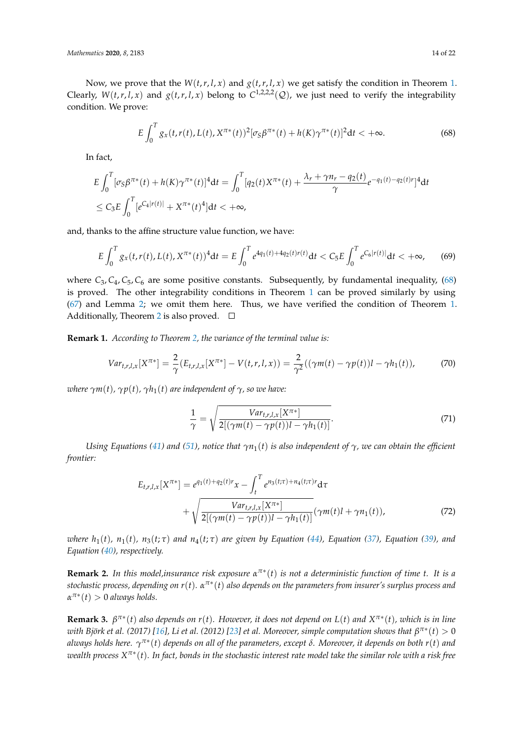Now, we prove that the $W(t,r,l,x)$ and $g(t,r,l,x)$ we get satisfy the condition in Theorem 1. Clearly, $W(t,r,l,x)$ and $g(t,r,l,x)$ belong to $C^{1,2,2,2}(\mathcal{Q})$, we just need to verify the integrability condition. We prove:

$$E\int_0^T g_x(t,r(t),L(t),X^{\pi*}(t))^2[\sigma_S\beta^{\pi*}(t)+h(K)\gamma^{\pi*}(t)]^2\mathrm{d}t<+\infty. \tag{68}$$

In fact,

$$\begin{aligned}
&E\int_0^T[\sigma_S\beta^{\pi*}(t)+h(K)\gamma^{\pi*}(t)]^4\mathrm{d}t=\int_0^T[q_2(t)X^{\pi*}(t)+\frac{\lambda_r+\gamma n_r-q_2(t)}{\gamma}e^{-q_1(t)-q_2(t)r}]^4\mathrm{d}t\\
&\leq C_3E\int_0^T[e^{C_4|r(t)|}+X^{\pi*}(t)^4]\mathrm{d}t<+\infty,
\end{aligned}$$

and, thanks to the affine structure value function, we have:

$$E\int_0^T g_x(t,r(t),L(t),X^{\pi*}(t))^4\mathrm{d}t=E\int_0^T e^{4q_1(t)+4q_2(t)r(t)}\mathrm{d}t<C_5E\int_0^T e^{C_6|r(t)|}\mathrm{d}t<+\infty, \tag{69}$$

where $C_3,C_4,C_5,C_6$ are some positive constants. Subsequently, by fundamental inequality, (68) is proved. The other integrability conditions in Theorem 1 can be proved similarly by using (67) and Lemma 2; we omit them here. Thus, we have verified the condition of Theorem 1. Additionally, Theorem 2 is also proved. □

**Remark 1.** *According to Theorem 2, the variance of the terminal value is:*

$$Var_{t,r,l,x}[X^{\pi*}]=\frac{2}{\gamma}(E_{t,r,l,x}[X^{\pi*}]-V(t,r,l,x))=\frac{2}{\gamma^2}((\gamma m(t)-\gamma p(t))l-\gamma h_1(t)), \tag{70}$$

*where $\gamma m(t)$, $\gamma p(t)$, $\gamma h_1(t)$ are independent of $\gamma$, so we have:*

$$\frac{1}{\gamma}=\sqrt{\frac{Var_{t,r,l,x}[X^{\pi*}]}{2[(\gamma m(t)-\gamma p(t))l-\gamma h_1(t)]}}. \tag{71}$$

*Using Equations (41) and (51), notice that $\gamma n_1(t)$ is also independent of $\gamma$, we can obtain the efficient frontier:*

$$\begin{aligned}
E_{t,r,l,x}[X^{\pi*}]=&\,e^{q_1(t)+q_2(t)r}x-\int_t^T e^{n_3(t;\tau)+n_4(t;\tau)r}\mathrm{d}\tau\\
&+\sqrt{\frac{Var_{t,r,l,x}[X^{\pi*}]}{2[(\gamma m(t)-\gamma p(t))l-\gamma h_1(t)]}}(\gamma m(t)l+\gamma n_1(t)),
\end{aligned} \tag{72}$$

*where $h_1(t)$, $n_1(t)$, $n_3(t;\tau)$ and $n_4(t;\tau)$ are given by Equation (44), Equation (37), Equation (39), and Equation (40), respectively.*

**Remark 2.** *In this model,insurance risk exposure $\alpha^{\pi*}(t)$ is not a deterministic function of time $t$. It is a stochastic process, depending on $r(t)$. $\alpha^{\pi*}(t)$ also depends on the parameters from insurer's surplus process and $\alpha^{\pi*}(t)>0$ always holds.*

**Remark 3.** *$\beta^{\pi*}(t)$ also depends on $r(t)$. However, it does not depend on $L(t)$ and $X^{\pi*}(t)$, which is in line with Björk et al. (2017) [16], Li et al. (2012) [23] et al. Moreover, simple computation shows that $\beta^{\pi*}(t)>0$ always holds here. $\gamma^{\pi*}(t)$ depends on all of the parameters, except $\delta$. Moreover, it depends on both $r(t)$ and wealth process $X^{\pi*}(t)$. In fact, bonds in the stochastic interest rate model take the similar role with a risk free*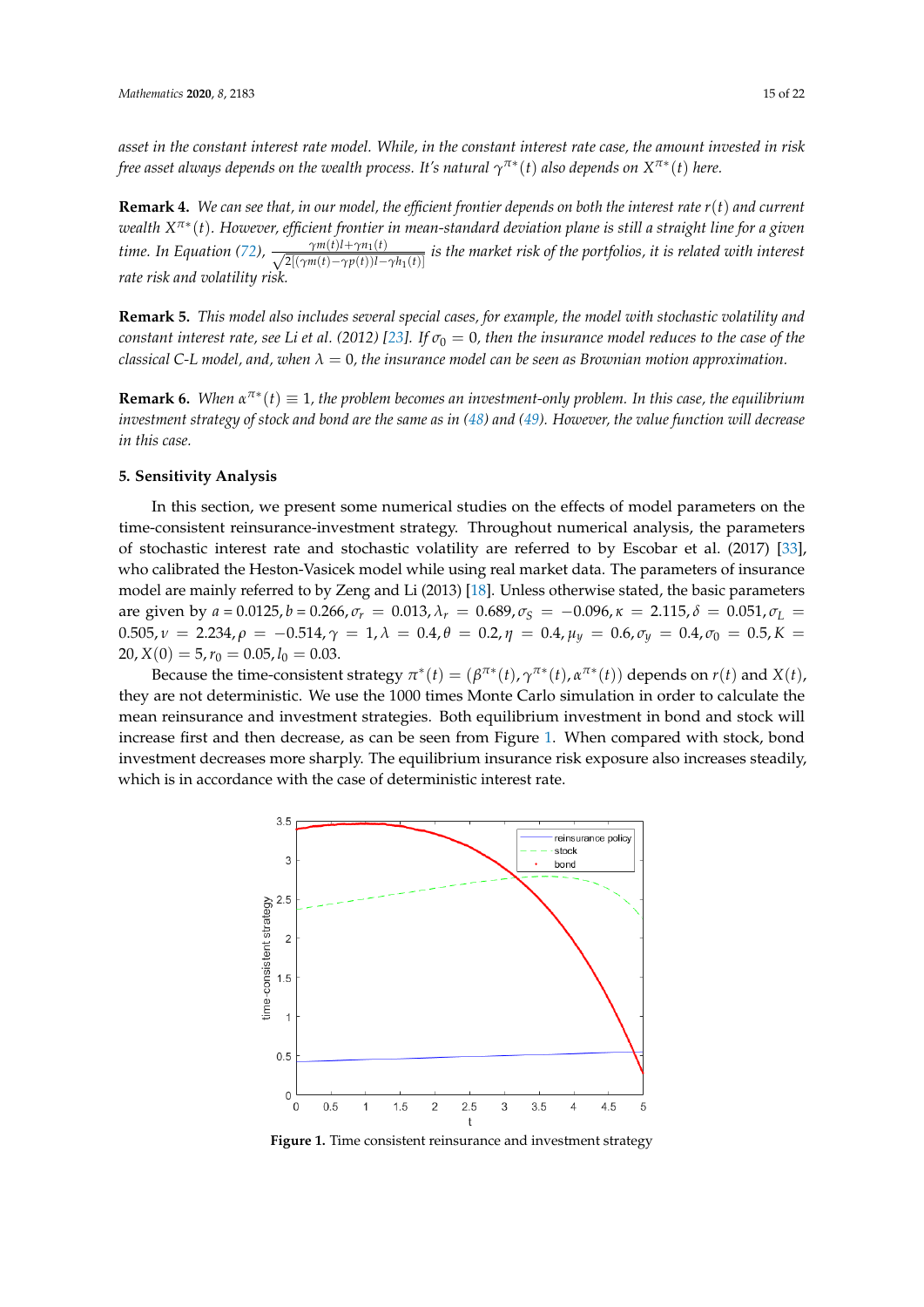*asset in the constant interest rate model. While, in the constant interest rate case, the amount invested in risk free asset always depends on the wealth process. It's natural $\gamma^{\pi*}(t)$ also depends on $X^{\pi*}(t)$ here.*

**Remark 4.** *We can see that, in our model, the efficient frontier depends on both the interest rate $r(t)$ and current wealth $X^{\pi*}(t)$. However, efficient frontier in mean-standard deviation plane is still a straight line for a given time. In Equation (72), $\frac{\gamma m(t) l + \gamma n_1(t)}{\sqrt{2[(\gamma m(t) - \gamma p(t))l - \gamma h_1(t)]}}$ is the market risk of the portfolios, it is related with interest rate risk and volatility risk.*

**Remark 5.** *This model also includes several special cases, for example, the model with stochastic volatility and constant interest rate, see Li et al. (2012) [23]. If $\sigma_0 = 0$, then the insurance model reduces to the case of the classical C-L model, and, when $\lambda = 0$, the insurance model can be seen as Brownian motion approximation.*

**Remark 6.** *When $\alpha^{\pi*}(t) \equiv 1$, the problem becomes an investment-only problem. In this case, the equilibrium investment strategy of stock and bond are the same as in (48) and (49). However, the value function will decrease in this case.*

## 5. Sensitivity Analysis

In this section, we present some numerical studies on the effects of model parameters on the time-consistent reinsurance-investment strategy. Throughout numerical analysis, the parameters of stochastic interest rate and stochastic volatility are referred to by Escobar et al. (2017) [33], who calibrated the Heston-Vasicek model while using real market data. The parameters of insurance model are mainly referred to by Zeng and Li (2013) [18]. Unless otherwise stated, the basic parameters are given by $a = 0.0125, b = 0.266, \sigma_r = 0.013, \lambda_r = 0.689, \sigma_S = -0.096, \kappa = 2.115, \delta = 0.051, \sigma_L = 0.505, \nu = 2.234, \rho = -0.514, \gamma = 1, \lambda = 0.4, \theta = 0.2, \eta = 0.4, \mu_y = 0.6, \sigma_y = 0.4, \sigma_0 = 0.5, K = 20, X(0) = 5, r_0 = 0.05, l_0 = 0.03$.

Because the time-consistent strategy $\pi^*(t) = (\beta^{\pi*}(t), \gamma^{\pi*}(t), \alpha^{\pi*}(t))$ depends on $r(t)$ and $X(t)$, they are not deterministic. We use the 1000 times Monte Carlo simulation in order to calculate the mean reinsurance and investment strategies. Both equilibrium investment in bond and stock will increase first and then decrease, as can be seen from Figure 1. When compared with stock, bond investment decreases more sharply. The equilibrium insurance risk exposure also increases steadily, which is in accordance with the case of deterministic interest rate.

**Figure 1.** Time consistent reinsurance and investment strategy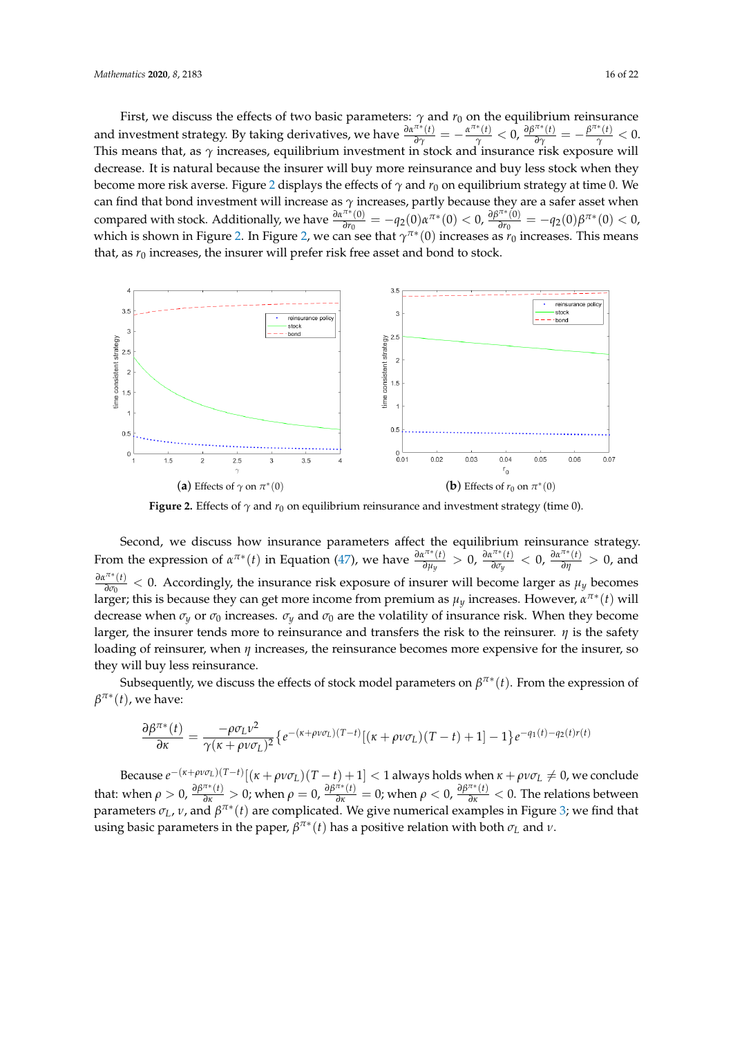First, we discuss the effects of two basic parameters: $\gamma$ and $r_0$ on the equilibrium reinsurance and investment strategy. By taking derivatives, we have $\frac{\partial \alpha^{\pi*}(t)}{\partial \gamma} = -\frac{\alpha^{\pi*}(t)}{\gamma} < 0$, $\frac{\partial \beta^{\pi*}(t)}{\partial \gamma} = -\frac{\beta^{\pi*}(t)}{\gamma} < 0$. This means that, as $\gamma$ increases, equilibrium investment in stock and insurance risk exposure will decrease. It is natural because the insurer will buy more reinsurance and buy less stock when they become more risk averse. Figure 2 displays the effects of $\gamma$ and $r_0$ on equilibrium strategy at time 0. We can find that bond investment will increase as $\gamma$ increases, partly because they are a safer asset when compared with stock. Additionally, we have $\frac{\partial \alpha^{\pi*}(0)}{\partial r_0} = -q_2(0)\alpha^{\pi*}(0) < 0$, $\frac{\partial \beta^{\pi*}(0)}{\partial r_0} = -q_2(0)\beta^{\pi*}(0) < 0$, which is shown in Figure 2. In Figure 2, we can see that $\gamma^{\pi*}(0)$ increases as $r_0$ increases. This means that, as $r_0$ increases, the insurer will prefer risk free asset and bond to stock.

(**a**) Effects of $\gamma$ on $\pi^*(0)$ (**b**) Effects of $r_0$ on $\pi^*(0)$

**Figure 2.** Effects of $\gamma$ and $r_0$ on equilibrium reinsurance and investment strategy (time 0).

Second, we discuss how insurance parameters affect the equilibrium reinsurance strategy. From the expression of $\alpha^{\pi*}(t)$ in Equation (47), we have $\frac{\partial \alpha^{\pi*}(t)}{\partial \mu_y} > 0$, $\frac{\partial \alpha^{\pi*}(t)}{\partial \sigma_y} < 0$, $\frac{\partial \alpha^{\pi*}(t)}{\partial \eta} > 0$, and $\frac{\partial \alpha^{\pi*}(t)}{\partial \sigma_0} < 0$. Accordingly, the insurance risk exposure of insurer will become larger as $\mu_y$ becomes larger; this is because they can get more income from premium as $\mu_y$ increases. However, $\alpha^{\pi*}(t)$ will decrease when $\sigma_y$ or $\sigma_0$ increases. $\sigma_y$ and $\sigma_0$ are the volatility of insurance risk. When they become larger, the insurer tends more to reinsurance and transfers the risk to the reinsurer. $\eta$ is the safety loading of reinsurer, when $\eta$ increases, the reinsurance becomes more expensive for the insurer, so they will buy less reinsurance.

Subsequently, we discuss the effects of stock model parameters on $\beta^{\pi*}(t)$. From the expression of $\beta^{\pi*}(t)$, we have:

$$\frac{\partial \beta^{\pi*}(t)}{\partial \kappa} = \frac{-\rho\sigma_L v^2}{\gamma(\kappa+\rho v\sigma_L)^2}\left\{e^{-(\kappa+\rho v\sigma_L)(T-t)}[(\kappa+\rho v\sigma_L)(T-t)+1]-1\right\}e^{-q_1(t)-q_2(t)r(t)}$$

Because $e^{-(\kappa+\rho v\sigma_L)(T-t)}[(\kappa+\rho v\sigma_L)(T-t)+1] < 1$ always holds when $\kappa+\rho v\sigma_L \neq 0$, we conclude that: when $\rho > 0$, $\frac{\partial \beta^{\pi*}(t)}{\partial \kappa} > 0$; when $\rho = 0$, $\frac{\partial \beta^{\pi*}(t)}{\partial \kappa} = 0$; when $\rho < 0$, $\frac{\partial \beta^{\pi*}(t)}{\partial \kappa} < 0$. The relations between parameters $\sigma_L$, $v$, and $\beta^{\pi*}(t)$ are complicated. We give numerical examples in Figure 3; we find that using basic parameters in the paper, $\beta^{\pi*}(t)$ has a positive relation with both $\sigma_L$ and $v$.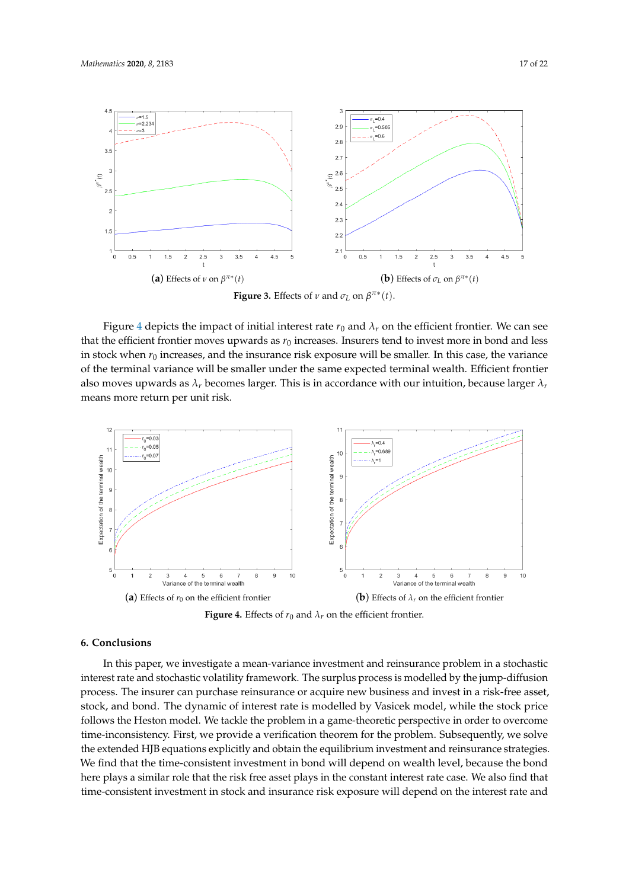(**a**) Effects of $\nu$ on $\beta^{\pi*}(t)$

(**b**) Effects of $\sigma_L$ on $\beta^{\pi*}(t)$

**Figure 3.** Effects of $\nu$ and $\sigma_L$ on $\beta^{\pi*}(t)$.

Figure 4 depicts the impact of initial interest rate $r_0$ and $\lambda_r$ on the efficient frontier. We can see that the efficient frontier moves upwards as $r_0$ increases. Insurers tend to invest more in bond and less in stock when $r_0$ increases, and the insurance risk exposure will be smaller. In this case, the variance of the terminal variance will be smaller under the same expected terminal wealth. Efficient frontier also moves upwards as $\lambda_r$ becomes larger. This is in accordance with our intuition, because larger $\lambda_r$ means more return per unit risk.

(**a**) Effects of $r_0$ on the efficient frontier

(**b**) Effects of $\lambda_r$ on the efficient frontier

**Figure 4.** Effects of $r_0$ and $\lambda_r$ on the efficient frontier.

## 6. Conclusions

In this paper, we investigate a mean-variance investment and reinsurance problem in a stochastic interest rate and stochastic volatility framework. The surplus process is modelled by the jump-diffusion process. The insurer can purchase reinsurance or acquire new business and invest in a risk-free asset, stock, and bond. The dynamic of interest rate is modelled by Vasicek model, while the stock price follows the Heston model. We tackle the problem in a game-theoretic perspective in order to overcome time-inconsistency. First, we provide a verification theorem for the problem. Subsequently, we solve the extended HJB equations explicitly and obtain the equilibrium investment and reinsurance strategies. We find that the time-consistent investment in bond will depend on wealth level, because the bond here plays a similar role that the risk free asset plays in the constant interest rate case. We also find that time-consistent investment in stock and insurance risk exposure will depend on the interest rate and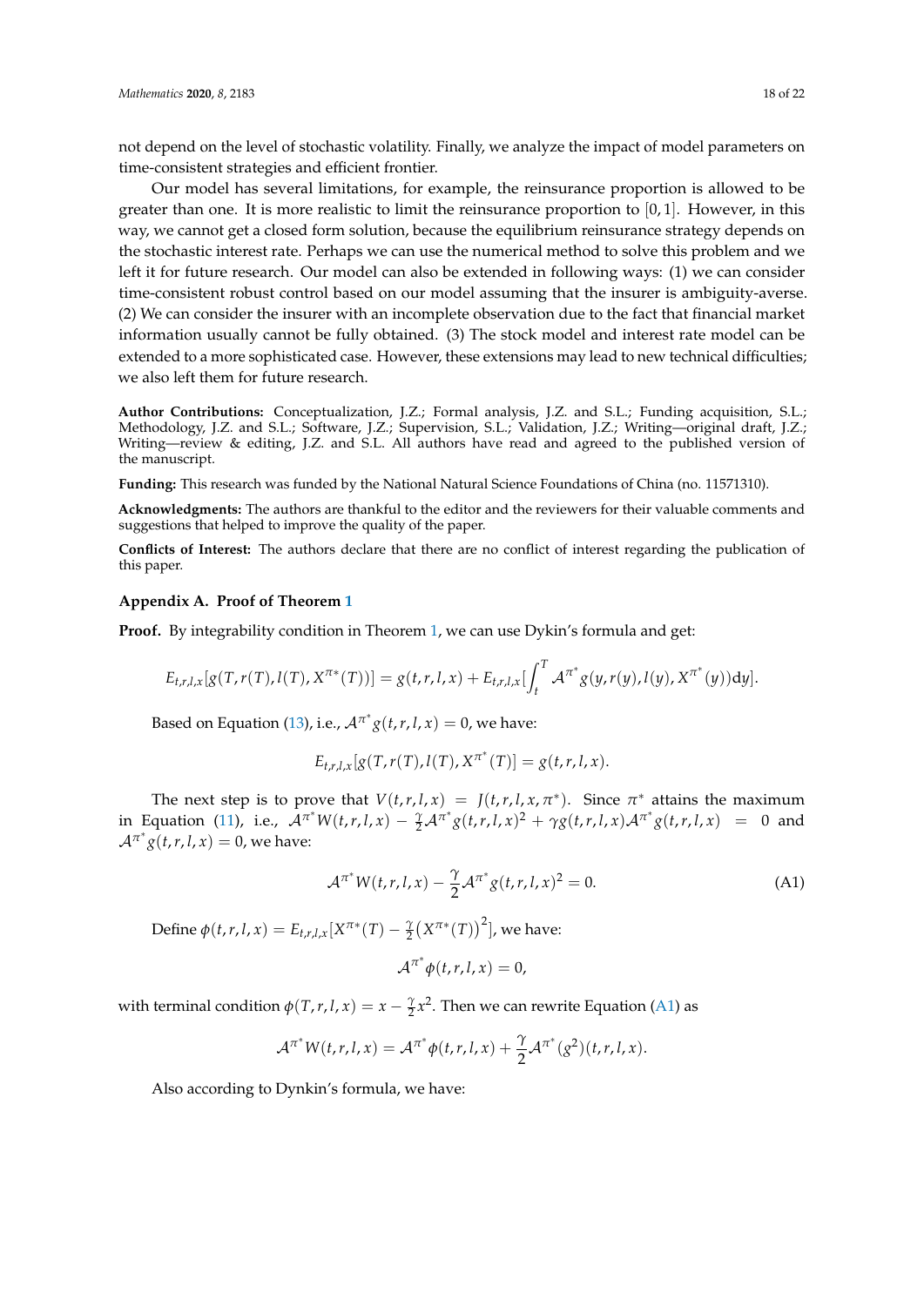not depend on the level of stochastic volatility. Finally, we analyze the impact of model parameters on time-consistent strategies and efficient frontier.

Our model has several limitations, for example, the reinsurance proportion is allowed to be greater than one. It is more realistic to limit the reinsurance proportion to $[0, 1]$. However, in this way, we cannot get a closed form solution, because the equilibrium reinsurance strategy depends on the stochastic interest rate. Perhaps we can use the numerical method to solve this problem and we left it for future research. Our model can also be extended in following ways: (1) we can consider time-consistent robust control based on our model assuming that the insurer is ambiguity-averse. (2) We can consider the insurer with an incomplete observation due to the fact that financial market information usually cannot be fully obtained. (3) The stock model and interest rate model can be extended to a more sophisticated case. However, these extensions may lead to new technical difficulties; we also left them for future research.

**Author Contributions:** Conceptualization, J.Z.; Formal analysis, J.Z. and S.L.; Funding acquisition, S.L.; Methodology, J.Z. and S.L.; Software, J.Z.; Supervision, S.L.; Validation, J.Z.; Writing—original draft, J.Z.; Writing—review & editing, J.Z. and S.L. All authors have read and agreed to the published version of the manuscript.

**Funding:** This research was funded by the National Natural Science Foundations of China (no. 11571310).

**Acknowledgments:** The authors are thankful to the editor and the reviewers for their valuable comments and suggestions that helped to improve the quality of the paper.

**Conflicts of Interest:** The authors declare that there are no conflict of interest regarding the publication of this paper.

## Appendix A. Proof of Theorem 1

**Proof.** By integrability condition in Theorem 1, we can use Dykin's formula and get:

$$E_{t,r,l,x}[g(T, r(T), l(T), X^{\pi*}(T))] = g(t, r, l, x) + E_{t,r,l,x}[\int_t^T \mathcal{A}^{\pi^*} g(y, r(y), l(y), X^{\pi^*}(y))dy].$$

Based on Equation (13), i.e., $\mathcal{A}^{\pi^*} g(t, r, l, x) = 0$, we have:

$$E_{t,r,l,x}[g(T, r(T), l(T), X^{\pi^*}(T)] = g(t, r, l, x).$$

The next step is to prove that $V(t, r, l, x) = J(t, r, l, x, \pi^*)$. Since $\pi^*$ attains the maximum in Equation (11), i.e., $\mathcal{A}^{\pi^*} W(t, r, l, x) - \frac{\gamma}{2} \mathcal{A}^{\pi^*} g(t, r, l, x)^2 + \gamma g(t, r, l, x) \mathcal{A}^{\pi^*} g(t, r, l, x) = 0$ and $\mathcal{A}^{\pi^*} g(t, r, l, x) = 0$, we have:

$$\mathcal{A}^{\pi^*} W(t, r, l, x) - \frac{\gamma}{2} \mathcal{A}^{\pi^*} g(t, r, l, x)^2 = 0. \tag{A1}$$

Define $\phi(t, r, l, x) = E_{t,r,l,x}[X^{\pi*}(T) - \frac{\gamma}{2}\big(X^{\pi*}(T)\big)^2]$, we have:

$$\mathcal{A}^{\pi^*} \phi(t, r, l, x) = 0,$$

with terminal condition $\phi(T, r, l, x) = x - \frac{\gamma}{2} x^2$. Then we can rewrite Equation (A1) as

$$\mathcal{A}^{\pi^*} W(t, r, l, x) = \mathcal{A}^{\pi^*} \phi(t, r, l, x) + \frac{\gamma}{2} \mathcal{A}^{\pi^*} (g^2)(t, r, l, x).$$

Also according to Dynkin's formula, we have: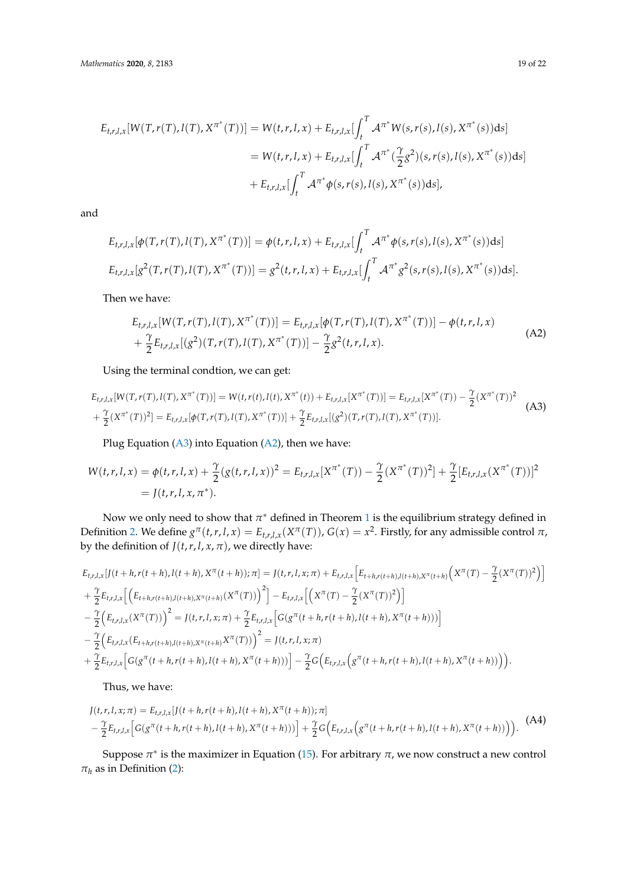$$
\begin{aligned}
E_{t,r,l,x}[W(T,r(T),l(T),X^{\pi^*}(T))] &= W(t,r,l,x) + E_{t,r,l,x}[\int_t^T \mathcal{A}^{\pi^*} W(s,r(s),l(s),X^{\pi^*}(s))\mathrm{d}s] \\
&= W(t,r,l,x) + E_{t,r,l,x}[\int_t^T \mathcal{A}^{\pi^*} (\frac{\gamma}{2}g^2)(s,r(s),l(s),X^{\pi^*}(s))\mathrm{d}s] \\
&\quad + E_{t,r,l,x}[\int_t^T \mathcal{A}^{\pi^*} \phi(s,r(s),l(s),X^{\pi^*}(s))\mathrm{d}s],
\end{aligned}
$$

and

$$
\begin{aligned}
E_{t,r,l,x}[\phi(T,r(T),l(T),X^{\pi^*}(T))] &= \phi(t,r,l,x) + E_{t,r,l,x}[\int_t^T \mathcal{A}^{\pi^*} \phi(s,r(s),l(s),X^{\pi^*}(s))\mathrm{d}s] \\
E_{t,r,l,x}[g^2(T,r(T),l(T),X^{\pi^*}(T))] &= g^2(t,r,l,x) + E_{t,r,l,x}[\int_t^T \mathcal{A}^{\pi^*} g^2(s,r(s),l(s),X^{\pi^*}(s))\mathrm{d}s].
\end{aligned}
$$

Then we have:

$$
\begin{aligned}
E_{t,r,l,x}[W(T,r(T),l(T),X^{\pi^*}(T))] &= E_{t,r,l,x}[\phi(T,r(T),l(T),X^{\pi^*}(T))] - \phi(t,r,l,x) \\
&+ \frac{\gamma}{2}E_{t,r,l,x}[(g^2)(T,r(T),l(T),X^{\pi^*}(T))] - \frac{\gamma}{2}g^2(t,r,l,x).
\end{aligned}
\tag{A2}
$$

Using the terminal condtion, we can get:

$$
\begin{aligned}
&E_{t,r,l,x}[W(T,r(T),l(T),X^{\pi^*}(T))] = W(t,r(t),l(t),X^{\pi^*}(t)) + E_{t,r,l,x}[X^{\pi^*}(T))] = E_{t,r,l,x}[X^{\pi^*}(T)) - \frac{\gamma}{2}(X^{\pi^*}(T))^2 \\
&+ \frac{\gamma}{2}(X^{\pi^*}(T))^2] = E_{t,r,l,x}[\phi(T,r(T),l(T),X^{\pi^*}(T))] + \frac{\gamma}{2}E_{t,r,l,x}[(g^2)(T,r(T),l(T),X^{\pi^*}(T))].
\end{aligned}
\tag{A3}
$$

Plug Equation (A3) into Equation (A2), then we have:

$$
\begin{aligned}
W(t,r,l,x) = \phi(t,r,l,x) + \frac{\gamma}{2}(g(t,r,l,x))^2 &= E_{t,r,l,x}[X^{\pi^*}(T)) - \frac{\gamma}{2}(X^{\pi^*}(T))^2] + \frac{\gamma}{2}[E_{t,r,l,x}(X^{\pi^*}(T))]^2 \\
&= J(t,r,l,x,\pi^*).
\end{aligned}
$$

Now we only need to show that $\pi^*$ defined in Theorem 1 is the equilibrium strategy defined in Definition 2. We define $g^{\pi}(t,r,l,x) = E_{t,r,l,x}(X^{\pi}(T))$, $G(x) = x^2$. Firstly, for any admissible control $\pi$, by the definition of $J(t,r,l,x,\pi)$, we directly have:

$$
\begin{aligned}
&E_{t,r,l,x}[J(t+h,r(t+h),l(t+h),X^{\pi}(t+h);\pi] = J(t,r,l,x;\pi) + E_{t,r,l,x}\Big[E_{t+h,r(t+h),l(t+h),X^{\pi}(t+h)}\Big(X^{\pi}(T) - \frac{\gamma}{2}(X^{\pi}(T))^2\Big)\Big] \\
&+ \frac{\gamma}{2}E_{t,r,l,x}\Big[\Big(E_{t+h,r(t+h),l(t+h),X^{\pi}(t+h)}(X^{\pi}(T))\Big)^2\Big] - E_{t,r,l,x}\Big[\Big(X^{\pi}(T) - \frac{\gamma}{2}(X^{\pi}(T))^2\Big)\Big] \\
&- \frac{\gamma}{2}\Big(E_{t,r,l,x}(X^{\pi}(T))\Big)^2 = J(t,r,l,x;\pi) + \frac{\gamma}{2}E_{t,r,l,x}\Big[G(g^{\pi}(t+h,r(t+h),l(t+h),X^{\pi}(t+h)))\Big] \\
&- \frac{\gamma}{2}\Big(E_{t,r,l,x}(E_{t+h,r(t+h),l(t+h),X^{\pi}(t+h)}X^{\pi}(T))\Big)^2 = J(t,r,l,x;\pi) \\
&+ \frac{\gamma}{2}E_{t,r,l,x}\Big[G(g^{\pi}(t+h,r(t+h),l(t+h),X^{\pi}(t+h)))\Big] - \frac{\gamma}{2}G\Big(E_{t,r,l,x}\Big(g^{\pi}(t+h,r(t+h),l(t+h),X^{\pi}(t+h))\Big)\Big).
\end{aligned}
$$

Thus, we have:

$$
\begin{aligned}
&J(t,r,l,x;\pi) = E_{t,r,l,x}[J(t+h,r(t+h),l(t+h),X^{\pi}(t+h));\pi] \\
&- \frac{\gamma}{2}E_{t,r,l,x}\Big[G(g^{\pi}(t+h,r(t+h),l(t+h),X^{\pi}(t+h)))\Big] + \frac{\gamma}{2}G\Big(E_{t,r,l,x}\Big(g^{\pi}(t+h,r(t+h),l(t+h),X^{\pi}(t+h))\Big)\Big).
\end{aligned}
\tag{A4}
$$

Suppose $\pi^*$ is the maximizer in Equation (15). For arbitrary $\pi$, we now construct a new control $\pi_h$ as in Definition (2):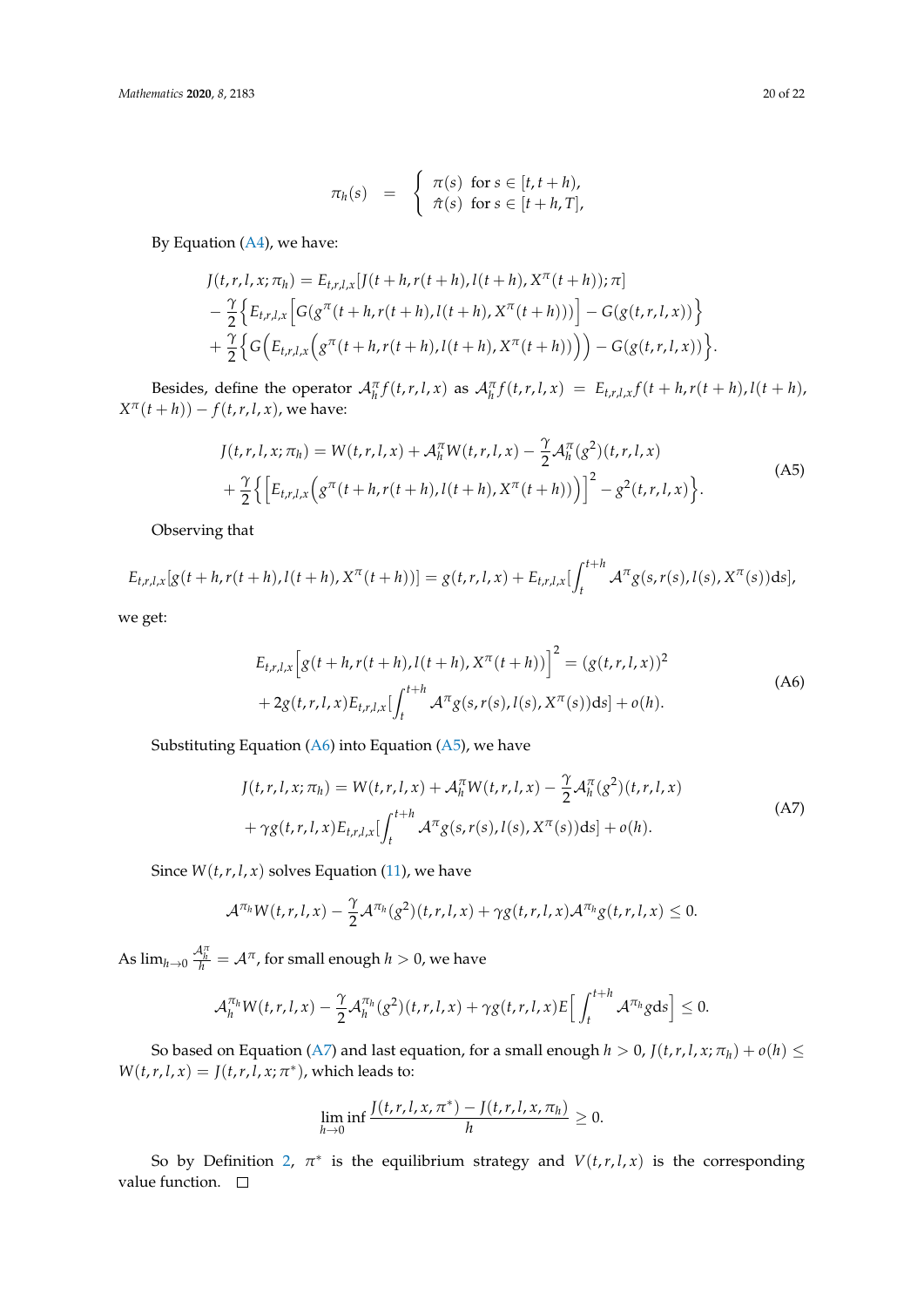$$\pi_h(s) = \begin{cases} \pi(s) & \text{for } s \in [t, t+h), \\ \hat{\pi}(s) & \text{for } s \in [t+h, T], \end{cases}$$

By Equation (A4), we have:

$$\begin{aligned}
&J(t,r,l,x;\pi_h) = E_{t,r,l,x}[J(t+h, r(t+h), l(t+h), X^{\pi}(t+h)); \pi] \\
&- \frac{\gamma}{2}\Big\{E_{t,r,l,x}\Big[G(g^{\pi}(t+h, r(t+h), l(t+h), X^{\pi}(t+h)))\Big] - G(g(t,r,l,x))\Big\} \\
&+ \frac{\gamma}{2}\Big\{G\Big(E_{t,r,l,x}\Big(g^{\pi}(t+h, r(t+h), l(t+h), X^{\pi}(t+h))\Big)\Big) - G(g(t,r,l,x))\Big\}.
\end{aligned}$$

Besides, define the operator $\mathcal{A}_h^{\pi} f(t,r,l,x)$ as $\mathcal{A}_h^{\pi} f(t,r,l,x) = E_{t,r,l,x} f(t+h, r(t+h), l(t+h), X^{\pi}(t+h)) - f(t,r,l,x)$, we have:

$$\begin{aligned}
&J(t,r,l,x;\pi_h) = W(t,r,l,x) + \mathcal{A}_h^{\pi} W(t,r,l,x) - \frac{\gamma}{2}\mathcal{A}_h^{\pi}(g^2)(t,r,l,x) \\
&+ \frac{\gamma}{2}\Big\{\Big[E_{t,r,l,x}\Big(g^{\pi}(t+h, r(t+h), l(t+h), X^{\pi}(t+h))\Big)\Big]^2 - g^2(t,r,l,x)\Big\}.
\end{aligned} \tag{A5}$$

Observing that

$$E_{t,r,l,x}[g(t+h, r(t+h), l(t+h), X^{\pi}(t+h))] = g(t,r,l,x) + E_{t,r,l,x}\Big[\int_t^{t+h} \mathcal{A}^{\pi} g(s, r(s), l(s), X^{\pi}(s))\mathrm{d}s\Big],$$

we get:

$$\begin{aligned}
&E_{t,r,l,x}\Big[g(t+h, r(t+h), l(t+h), X^{\pi}(t+h))\Big]^2 = (g(t,r,l,x))^2 \\
&+ 2g(t,r,l,x)E_{t,r,l,x}\Big[\int_t^{t+h} \mathcal{A}^{\pi} g(s, r(s), l(s), X^{\pi}(s))\mathrm{d}s\Big] + o(h).
\end{aligned} \tag{A6}$$

Substituting Equation (A6) into Equation (A5), we have

$$\begin{aligned}
&J(t,r,l,x;\pi_h) = W(t,r,l,x) + \mathcal{A}_h^{\pi} W(t,r,l,x) - \frac{\gamma}{2}\mathcal{A}_h^{\pi}(g^2)(t,r,l,x) \\
&+ \gamma g(t,r,l,x)E_{t,r,l,x}\Big[\int_t^{t+h} \mathcal{A}^{\pi} g(s, r(s), l(s), X^{\pi}(s))\mathrm{d}s\Big] + o(h).
\end{aligned} \tag{A7}$$

Since $W(t,r,l,x)$ solves Equation (11), we have

$$\mathcal{A}^{\pi_h} W(t,r,l,x) - \frac{\gamma}{2}\mathcal{A}^{\pi_h}(g^2)(t,r,l,x) + \gamma g(t,r,l,x)\mathcal{A}^{\pi_h} g(t,r,l,x) \le 0.$$

As $\lim_{h\to 0} \frac{\mathcal{A}_h^{\pi}}{h} = \mathcal{A}^{\pi}$, for small enough $h > 0$, we have

$$\mathcal{A}_h^{\pi_h} W(t,r,l,x) - \frac{\gamma}{2}\mathcal{A}_h^{\pi_h}(g^2)(t,r,l,x) + \gamma g(t,r,l,x)E\Big[\int_t^{t+h} \mathcal{A}^{\pi_h} g\mathrm{d}s\Big] \le 0.$$

So based on Equation (A7) and last equation, for a small enough $h > 0$, $J(t,r,l,x;\pi_h) + o(h) \le W(t,r,l,x) = J(t,r,l,x;\pi^*)$, which leads to:

$$\liminf_{h\to 0} \frac{J(t,r,l,x,\pi^*) - J(t,r,l,x,\pi_h)}{h} \ge 0.$$

So by Definition 2, $\pi^*$ is the equilibrium strategy and $V(t,r,l,x)$ is the corresponding value function. □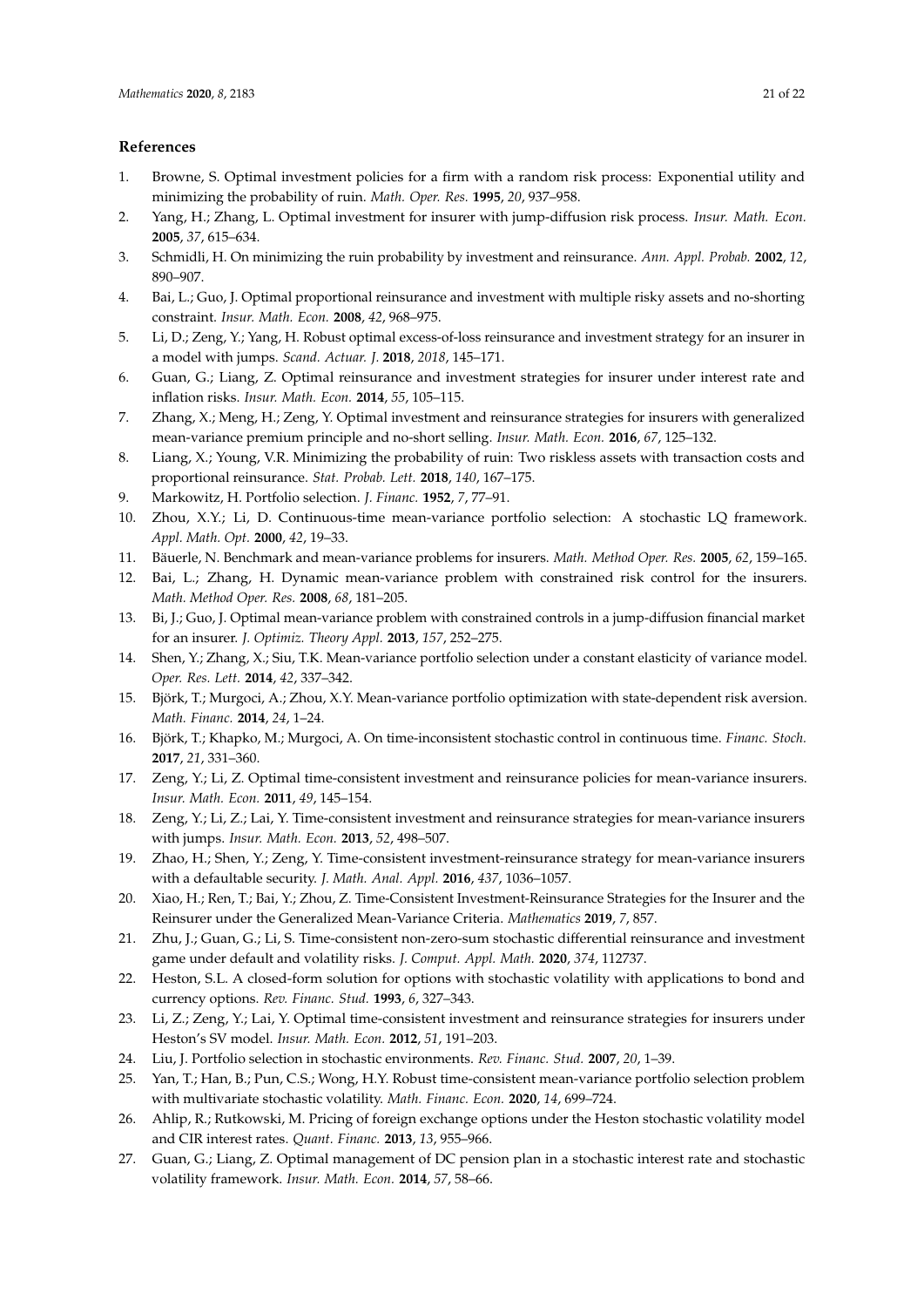## References

1. Browne, S. Optimal investment policies for a firm with a random risk process: Exponential utility and minimizing the probability of ruin. *Math. Oper. Res.* **1995**, *20*, 937–958.
2. Yang, H.; Zhang, L. Optimal investment for insurer with jump-diffusion risk process. *Insur. Math. Econ.* **2005**, *37*, 615–634.
3. Schmidli, H. On minimizing the ruin probability by investment and reinsurance. *Ann. Appl. Probab.* **2002**, *12*, 890–907.
4. Bai, L.; Guo, J. Optimal proportional reinsurance and investment with multiple risky assets and no-shorting constraint. *Insur. Math. Econ.* **2008**, *42*, 968–975.
5. Li, D.; Zeng, Y.; Yang, H. Robust optimal excess-of-loss reinsurance and investment strategy for an insurer in a model with jumps. *Scand. Actuar. J.* **2018**, *2018*, 145–171.
6. Guan, G.; Liang, Z. Optimal reinsurance and investment strategies for insurer under interest rate and inflation risks. *Insur. Math. Econ.* **2014**, *55*, 105–115.
7. Zhang, X.; Meng, H.; Zeng, Y. Optimal investment and reinsurance strategies for insurers with generalized mean-variance premium principle and no-short selling. *Insur. Math. Econ.* **2016**, *67*, 125–132.
8. Liang, X.; Young, V.R. Minimizing the probability of ruin: Two riskless assets with transaction costs and proportional reinsurance. *Stat. Probab. Lett.* **2018**, *140*, 167–175.
9. Markowitz, H. Portfolio selection. *J. Financ.* **1952**, *7*, 77–91.
10. Zhou, X.Y.; Li, D. Continuous-time mean-variance portfolio selection: A stochastic LQ framework. *Appl. Math. Opt.* **2000**, *42*, 19–33.
11. Bäuerle, N. Benchmark and mean-variance problems for insurers. *Math. Method Oper. Res.* **2005**, *62*, 159–165.
12. Bai, L.; Zhang, H. Dynamic mean-variance problem with constrained risk control for the insurers. *Math. Method Oper. Res.* **2008**, *68*, 181–205.
13. Bi, J.; Guo, J. Optimal mean-variance problem with constrained controls in a jump-diffusion financial market for an insurer. *J. Optimiz. Theory Appl.* **2013**, *157*, 252–275.
14. Shen, Y.; Zhang, X.; Siu, T.K. Mean-variance portfolio selection under a constant elasticity of variance model. *Oper. Res. Lett.* **2014**, *42*, 337–342.
15. Björk, T.; Murgoci, A.; Zhou, X.Y. Mean-variance portfolio optimization with state-dependent risk aversion. *Math. Financ.* **2014**, *24*, 1–24.
16. Björk, T.; Khapko, M.; Murgoci, A. On time-inconsistent stochastic control in continuous time. *Financ. Stoch.* **2017**, *21*, 331–360.
17. Zeng, Y.; Li, Z. Optimal time-consistent investment and reinsurance policies for mean-variance insurers. *Insur. Math. Econ.* **2011**, *49*, 145–154.
18. Zeng, Y.; Li, Z.; Lai, Y. Time-consistent investment and reinsurance strategies for mean-variance insurers with jumps. *Insur. Math. Econ.* **2013**, *52*, 498–507.
19. Zhao, H.; Shen, Y.; Zeng, Y. Time-consistent investment-reinsurance strategy for mean-variance insurers with a defaultable security. *J. Math. Anal. Appl.* **2016**, *437*, 1036–1057.
20. Xiao, H.; Ren, T.; Bai, Y.; Zhou, Z. Time-Consistent Investment-Reinsurance Strategies for the Insurer and the Reinsurer under the Generalized Mean-Variance Criteria. *Mathematics* **2019**, *7*, 857.
21. Zhu, J.; Guan, G.; Li, S. Time-consistent non-zero-sum stochastic differential reinsurance and investment game under default and volatility risks. *J. Comput. Appl. Math.* **2020**, *374*, 112737.
22. Heston, S.L. A closed-form solution for options with stochastic volatility with applications to bond and currency options. *Rev. Financ. Stud.* **1993**, *6*, 327–343.
23. Li, Z.; Zeng, Y.; Lai, Y. Optimal time-consistent investment and reinsurance strategies for insurers under Heston's SV model. *Insur. Math. Econ.* **2012**, *51*, 191–203.
24. Liu, J. Portfolio selection in stochastic environments. *Rev. Financ. Stud.* **2007**, *20*, 1–39.
25. Yan, T.; Han, B.; Pun, C.S.; Wong, H.Y. Robust time-consistent mean-variance portfolio selection problem with multivariate stochastic volatility. *Math. Financ. Econ.* **2020**, *14*, 699–724.
26. Ahlip, R.; Rutkowski, M. Pricing of foreign exchange options under the Heston stochastic volatility model and CIR interest rates. *Quant. Financ.* **2013**, *13*, 955–966.
27. Guan, G.; Liang, Z. Optimal management of DC pension plan in a stochastic interest rate and stochastic volatility framework. *Insur. Math. Econ.* **2014**, *57*, 58–66.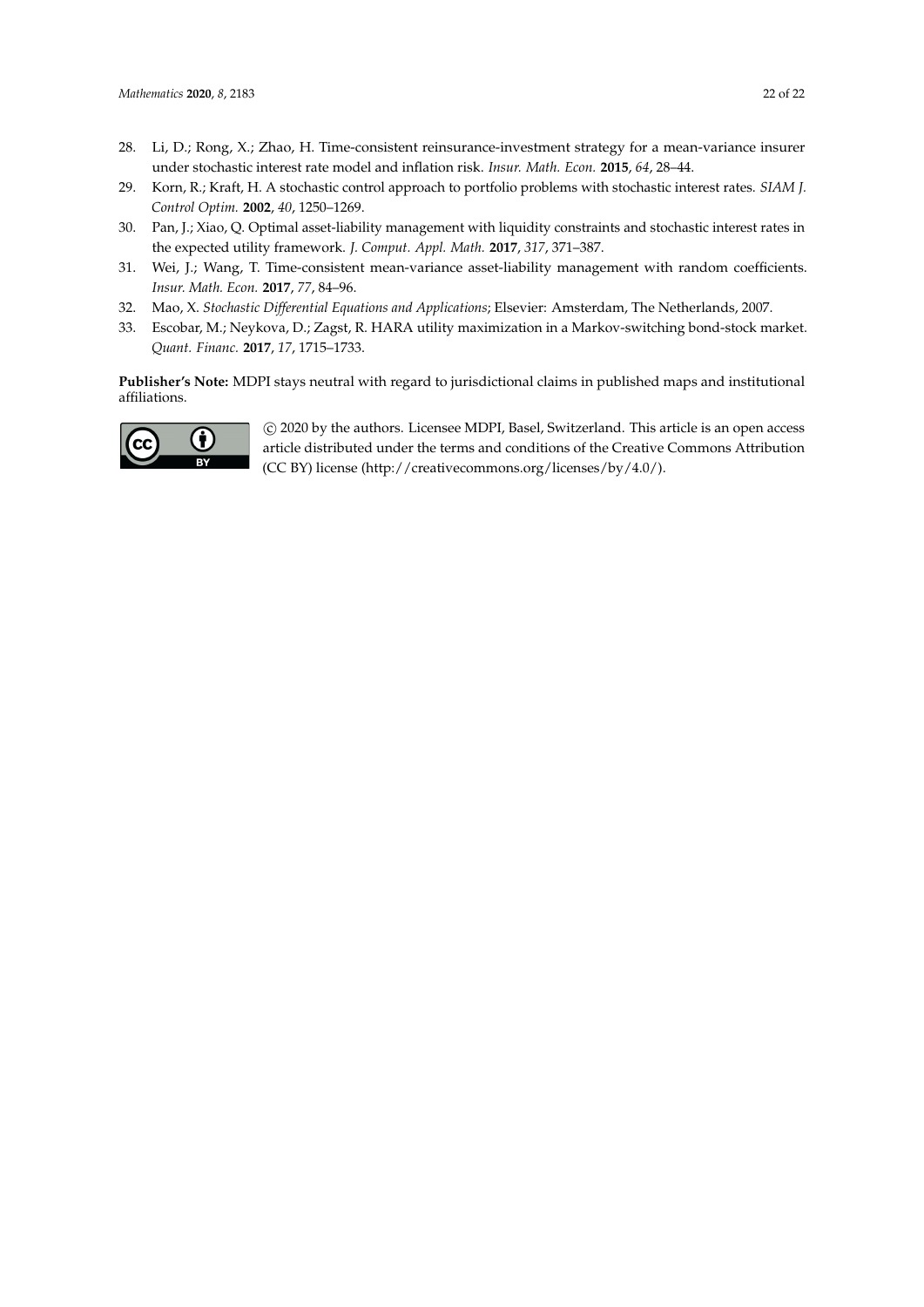28. Li, D.; Rong, X.; Zhao, H. Time-consistent reinsurance-investment strategy for a mean-variance insurer under stochastic interest rate model and inflation risk. *Insur. Math. Econ.* **2015**, *64*, 28–44.
29. Korn, R.; Kraft, H. A stochastic control approach to portfolio problems with stochastic interest rates. *SIAM J. Control Optim.* **2002**, *40*, 1250–1269.
30. Pan, J.; Xiao, Q. Optimal asset-liability management with liquidity constraints and stochastic interest rates in the expected utility framework. *J. Comput. Appl. Math.* **2017**, *317*, 371–387.
31. Wei, J.; Wang, T. Time-consistent mean-variance asset-liability management with random coefficients. *Insur. Math. Econ.* **2017**, *77*, 84–96.
32. Mao, X. *Stochastic Differential Equations and Applications*; Elsevier: Amsterdam, The Netherlands, 2007.
33. Escobar, M.; Neykova, D.; Zagst, R. HARA utility maximization in a Markov-switching bond-stock market. *Quant. Financ.* **2017**, *17*, 1715–1733.

**Publisher's Note:** MDPI stays neutral with regard to jurisdictional claims in published maps and institutional affiliations.

© 2020 by the authors. Licensee MDPI, Basel, Switzerland. This article is an open access article distributed under the terms and conditions of the Creative Commons Attribution (CC BY) license (http://creativecommons.org/licenses/by/4.0/).